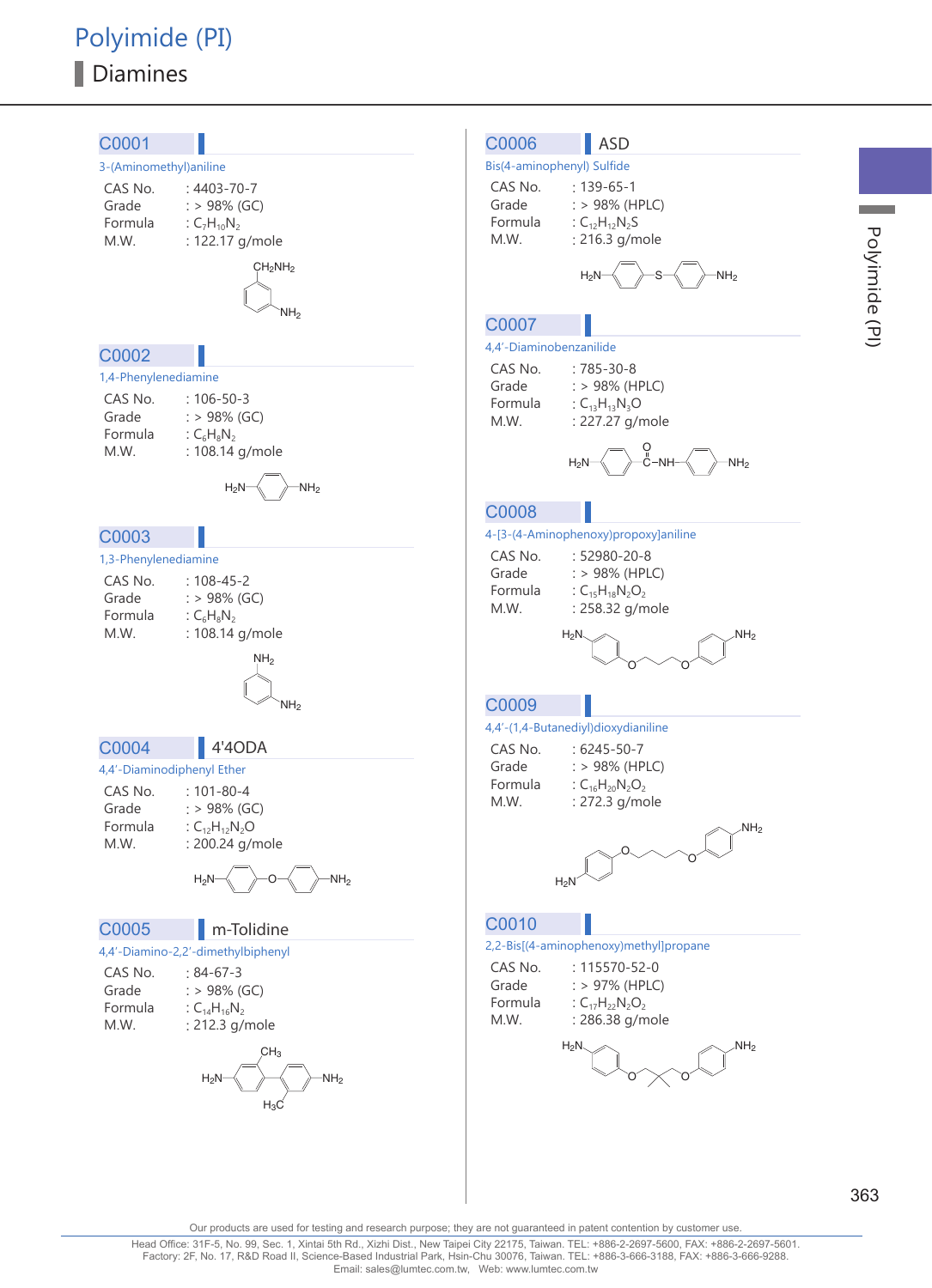# Polyimide (PI)

## Diamines

### C0001

3-(Aminomethyl)aniline

CAS No. : 4403-70-7
Grade : > 98% (GC)
Formula : $C_7H_{10}N_2$
M.W. : 122.17 g/mole

### C0002

1,4-Phenylenediamine

CAS No. : 106-50-3
Grade : > 98% (GC)
Formula : $C_6H_8N_2$
M.W. : 108.14 g/mole

### C0003

1,3-Phenylenediamine

CAS No. : 108-45-2
Grade : > 98% (GC)
Formula : $C_6H_8N_2$
M.W. : 108.14 g/mole

### C0004 4'4ODA

4,4'-Diaminodiphenyl Ether

CAS No. : 101-80-4
Grade : > 98% (GC)
Formula : $C_{12}H_{12}N_2O$
M.W. : 200.24 g/mole

### C0005 m-Tolidine

4,4'-Diamino-2,2'-dimethylbiphenyl

CAS No. : 84-67-3
Grade : > 98% (GC)
Formula : $C_{14}H_{16}N_2$
M.W. : 212.3 g/mole

### C0006 ASD

Bis(4-aminophenyl) Sulfide

CAS No. : 139-65-1
Grade : > 98% (HPLC)
Formula : $C_{12}H_{12}N_2S$
M.W. : 216.3 g/mole

### C0007

4,4'-Diaminobenzanilide

CAS No. : 785-30-8
Grade : > 98% (HPLC)
Formula : $C_{13}H_{13}N_3O$
M.W. : 227.27 g/mole

### C0008

4-[3-(4-Aminophenoxy)propoxy]aniline

CAS No. : 52980-20-8
Grade : > 98% (HPLC)
Formula : $C_{15}H_{18}N_2O_2$
M.W. : 258.32 g/mole

### C0009

4,4'-(1,4-Butanediyl)dioxydianiline

CAS No. : 6245-50-7
Grade : > 98% (HPLC)
Formula : $C_{16}H_{20}N_2O_2$
M.W. : 272.3 g/mole

### C0010

2,2-Bis[(4-aminophenoxy)methyl]propane

CAS No. : 115570-52-0
Grade : > 97% (HPLC)
Formula : $C_{17}H_{22}N_2O_2$
M.W. : 286.38 g/mole

Our products are used for testing and research purpose; they are not guaranteed in patent contention by customer use.

Head Office: 31F-5, No. 99, Sec. 1, Xintai 5th Rd., Xizhi Dist., New Taipei City 22175, Taiwan. TEL: +886-2-2697-5600, FAX: +886-2-2697-5601.
Factory: 2F, No. 17, R&D Road II, Science-Based Industrial Park, Hsin-Chu 30076, Taiwan. TEL: +886-3-666-3188, FAX: +886-3-666-9288.
Email: sales@lumtec.com.tw, Web: www.lumtec.com.tw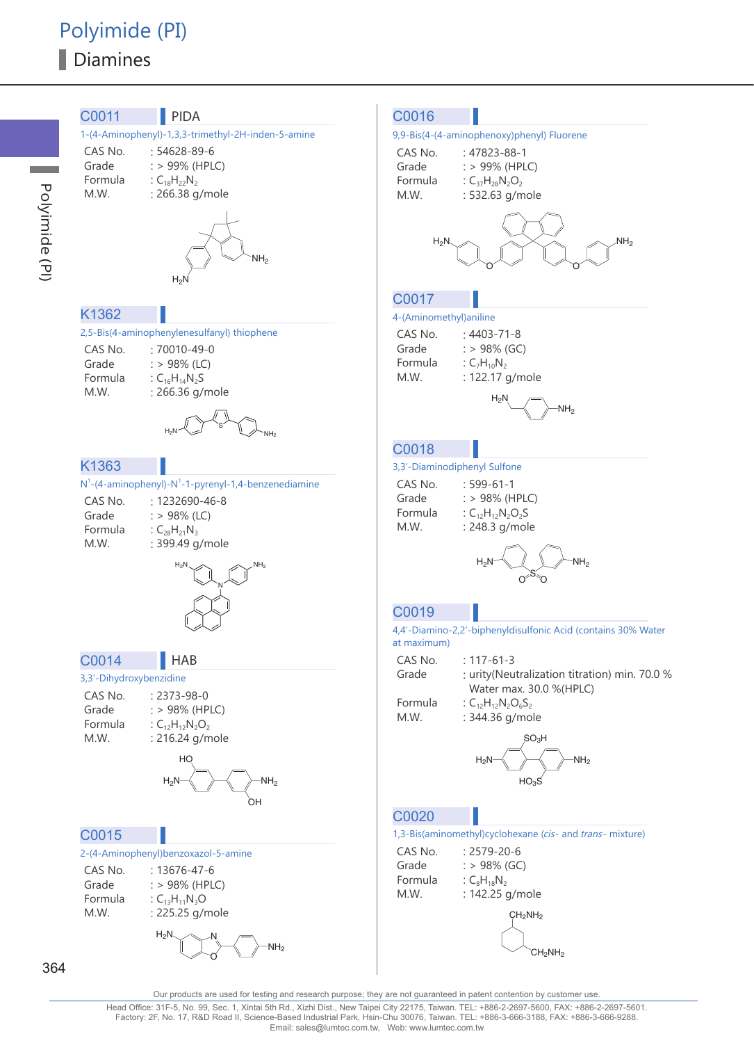# Polyimide (PI)

## Diamines

### C0011 PIDA

1-(4-Aminophenyl)-1,3,3-trimethyl-2H-inden-5-amine

- CAS No. : 54628-89-6
- Grade : > 99% (HPLC)
- Formula : $C_{18}H_{22}N_2$
- M.W. : 266.38 g/mole

### K1362

2,5-Bis(4-aminophenylenesulfanyl) thiophene

- CAS No. : 70010-49-0
- Grade : > 98% (LC)
- Formula : $C_{16}H_{14}N_2S$
- M.W. : 266.36 g/mole

### K1363

N[1]-(4-aminophenyl)-N[1]-1-pyrenyl-1,4-benzenediamine

- CAS No. : 1232690-46-8
- Grade : > 98% (LC)
- Formula : $C_{28}H_{21}N_3$
- M.W. : 399.49 g/mole

### C0014 HAB

3,3'-Dihydroxybenzidine

- CAS No. : 2373-98-0
- Grade : > 98% (HPLC)
- Formula : $C_{12}H_{12}N_2O_2$
- M.W. : 216.24 g/mole

### C0015

2-(4-Aminophenyl)benzoxazol-5-amine

- CAS No. : 13676-47-6
- Grade : > 98% (HPLC)
- Formula : $C_{13}H_{11}N_3O$
- M.W. : 225.25 g/mole

### C0016

9,9-Bis(4-(4-aminophenoxy)phenyl) Fluorene

- CAS No. : 47823-88-1
- Grade : > 99% (HPLC)
- Formula : $C_{37}H_{28}N_2O_2$
- M.W. : 532.63 g/mole

### C0017

4-(Aminomethyl)aniline

- CAS No. : 4403-71-8
- Grade : > 98% (GC)
- Formula : $C_7H_{10}N_2$
- M.W. : 122.17 g/mole

### C0018

3,3'-Diaminodiphenyl Sulfone

- CAS No. : 599-61-1
- Grade : > 98% (HPLC)
- Formula : $C_{12}H_{12}N_2O_2S$
- M.W. : 248.3 g/mole

### C0019

4,4'-Diamino-2,2'-biphenyldisulfonic Acid (contains 30% Water at maximum)

- CAS No. : 117-61-3
- Grade : urity(Neutralization titration) min. 70.0 % Water max. 30.0 %(HPLC)
- Formula : $C_{12}H_{12}N_2O_6S_2$
- M.W. : 344.36 g/mole

### C0020

1,3-Bis(aminomethyl)cyclohexane (*cis*- and *trans*- mixture)

- CAS No. : 2579-20-6
- Grade : > 98% (GC)
- Formula : $C_8H_{18}N_2$
- M.W. : 142.25 g/mole

Our products are used for testing and research purpose; they are not guaranteed in patent contention by customer use.

Head Office: 31F-5, No. 99, Sec. 1, Xintai 5th Rd., Xizhi Dist., New Taipei City 22175, Taiwan. TEL: +886-2-2697-5600, FAX: +886-2-2697-5601.
Factory: 2F, No. 17, R&D Road II, Science-Based Industrial Park, Hsin-Chu 30076, Taiwan. TEL: +886-3-666-3188, FAX: +886-3-666-9288.
Email: sales@lumtec.com.tw, Web: www.lumtec.com.tw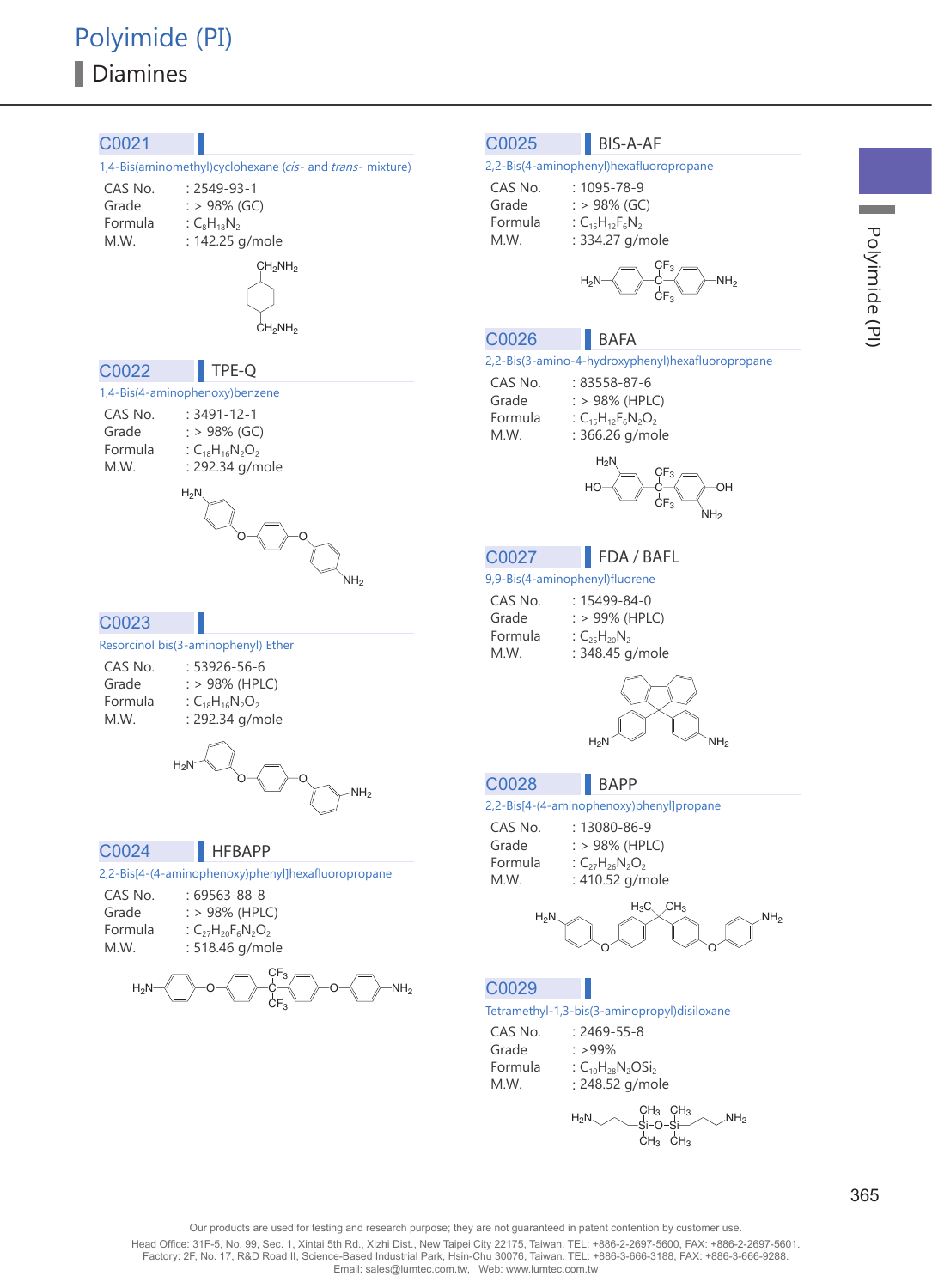# Polyimide (PI)

## Diamines

### C0021

1,4-Bis(aminomethyl)cyclohexane (*cis*- and *trans*- mixture)

CAS No. : 2549-93-1
Grade : > 98% (GC)
Formula : $C_8H_{18}N_2$
M.W. : 142.25 g/mole

### C0022 TPE-Q

1,4-Bis(4-aminophenoxy)benzene

CAS No. : 3491-12-1
Grade : > 98% (GC)
Formula : $C_{18}H_{16}N_2O_2$
M.W. : 292.34 g/mole

### C0023

Resorcinol bis(3-aminophenyl) Ether

CAS No. : 53926-56-6
Grade : > 98% (HPLC)
Formula : $C_{18}H_{16}N_2O_2$
M.W. : 292.34 g/mole

### C0024 HFBAPP

2,2-Bis[4-(4-aminophenoxy)phenyl]hexafluoropropane

CAS No. : 69563-88-8
Grade : > 98% (HPLC)
Formula : $C_{27}H_{20}F_6N_2O_2$
M.W. : 518.46 g/mole

### C0025 BIS-A-AF

2,2-Bis(4-aminophenyl)hexafluoropropane

CAS No. : 1095-78-9
Grade : > 98% (GC)
Formula : $C_{15}H_{12}F_6N_2$
M.W. : 334.27 g/mole

### C0026 BAFA

2,2-Bis(3-amino-4-hydroxyphenyl)hexafluoropropane

CAS No. : 83558-87-6
Grade : > 98% (HPLC)
Formula : $C_{15}H_{12}F_6N_2O_2$
M.W. : 366.26 g/mole

### C0027 FDA / BAFL

9,9-Bis(4-aminophenyl)fluorene

CAS No. : 15499-84-0
Grade : > 99% (HPLC)
Formula : $C_{25}H_{20}N_2$
M.W. : 348.45 g/mole

### C0028 BAPP

2,2-Bis[4-(4-aminophenoxy)phenyl]propane

CAS No. : 13080-86-9
Grade : > 98% (HPLC)
Formula : $C_{27}H_{26}N_2O_2$
M.W. : 410.52 g/mole

### C0029

Tetramethyl-1,3-bis(3-aminopropyl)disiloxane

CAS No. : 2469-55-8
Grade : >99%
Formula : $C_{10}H_{28}N_2OSi_2$
M.W. : 248.52 g/mole

Our products are used for testing and research purpose; they are not guaranteed in patent contention by customer use.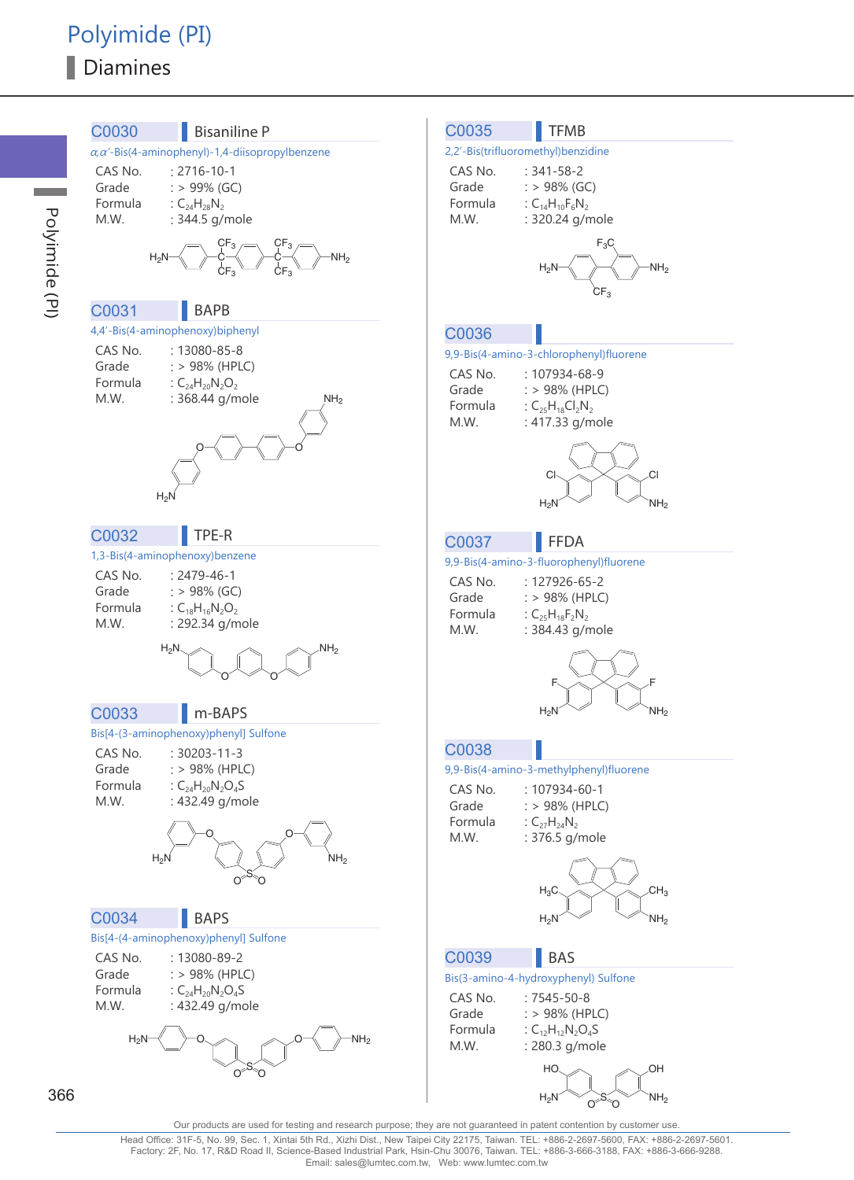# Polyimide (PI)

## Diamines

### C0030 Bisaniline P

*α,α'*-Bis(4-aminophenyl)-1,4-diisopropylbenzene

| | |
|---|---|
| CAS No. | : 2716-10-1 |
| Grade | : > 99% (GC) |
| Formula | : $C_{24}H_{28}N_2$ |
| M.W. | : 344.5 g/mole |

### C0031 BAPB

4,4'-Bis(4-aminophenoxy)biphenyl

| | |
|---|---|
| CAS No. | : 13080-85-8 |
| Grade | : > 98% (HPLC) |
| Formula | : $C_{24}H_{20}N_2O_2$ |
| M.W. | : 368.44 g/mole |

### C0032 TPE-R

1,3-Bis(4-aminophenoxy)benzene

| | |
|---|---|
| CAS No. | : 2479-46-1 |
| Grade | : > 98% (GC) |
| Formula | : $C_{18}H_{16}N_2O_2$ |
| M.W. | : 292.34 g/mole |

### C0033 m-BAPS

Bis[4-(3-aminophenoxy)phenyl] Sulfone

| | |
|---|---|
| CAS No. | : 30203-11-3 |
| Grade | : > 98% (HPLC) |
| Formula | : $C_{24}H_{20}N_2O_4S$ |
| M.W. | : 432.49 g/mole |

### C0034 BAPS

Bis[4-(4-aminophenoxy)phenyl] Sulfone

| | |
|---|---|
| CAS No. | : 13080-89-2 |
| Grade | : > 98% (HPLC) |
| Formula | : $C_{24}H_{20}N_2O_4S$ |
| M.W. | : 432.49 g/mole |

### C0035 TFMB

2,2'-Bis(trifluoromethyl)benzidine

| | |
|---|---|
| CAS No. | : 341-58-2 |
| Grade | : > 98% (GC) |
| Formula | : $C_{14}H_{10}F_6N_2$ |
| M.W. | : 320.24 g/mole |

### C0036

9,9-Bis(4-amino-3-chlorophenyl)fluorene

| | |
|---|---|
| CAS No. | : 107934-68-9 |
| Grade | : > 98% (HPLC) |
| Formula | : $C_{25}H_{18}Cl_2N_2$ |
| M.W. | : 417.33 g/mole |

### C0037 FFDA

9,9-Bis(4-amino-3-fluorophenyl)fluorene

| | |
|---|---|
| CAS No. | : 127926-65-2 |
| Grade | : > 98% (HPLC) |
| Formula | : $C_{25}H_{18}F_2N_2$ |
| M.W. | : 384.43 g/mole |

### C0038

9,9-Bis(4-amino-3-methylphenyl)fluorene

| | |
|---|---|
| CAS No. | : 107934-60-1 |
| Grade | : > 98% (HPLC) |
| Formula | : $C_{27}H_{24}N_2$ |
| M.W. | : 376.5 g/mole |

### C0039 BAS

Bis(3-amino-4-hydroxyphenyl) Sulfone

| | |
|---|---|
| CAS No. | : 7545-50-8 |
| Grade | : > 98% (HPLC) |
| Formula | : $C_{12}H_{12}N_2O_4S$ |
| M.W. | : 280.3 g/mole |

Our products are used for testing and research purpose; they are not guaranteed in patent contention by customer use.

Head Office: 31F-5, No. 99, Sec. 1, Xintai 5th Rd., Xizhi Dist., New Taipei City 22175, Taiwan. TEL: +886-2-2697-5600, FAX: +886-2-2697-5601.
Factory: 2F, No. 17, R&D Road II, Science-Based Industrial Park, Hsin-Chu 30076, Taiwan. TEL: +886-3-666-3188, FAX: +886-3-666-9288.
Email: sales@lumtec.com.tw, Web: www.lumtec.com.tw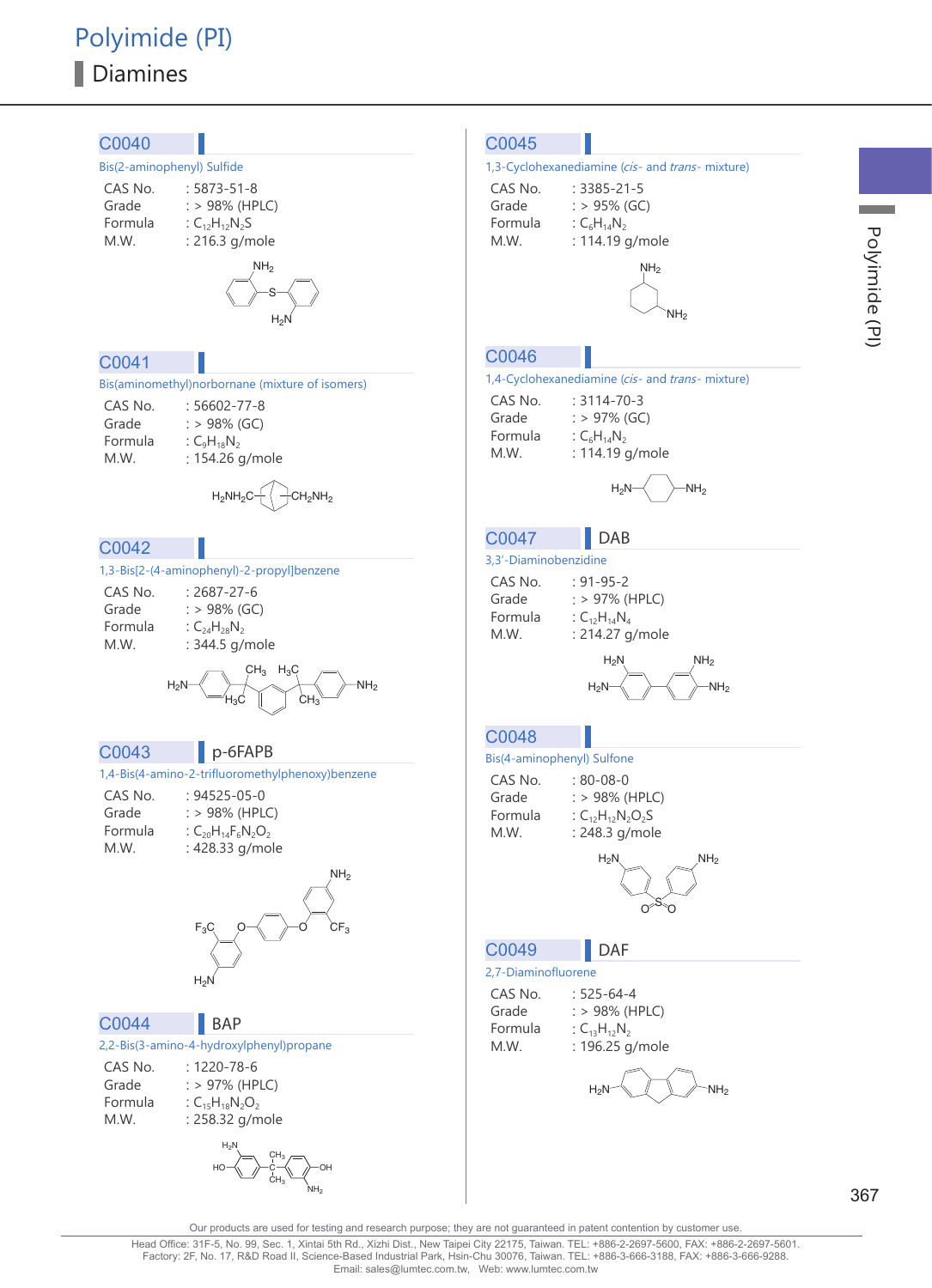# Polyimide (PI)

## Diamines

### C0040

Bis(2-aminophenyl) Sulfide

| | |
|---|---|
| CAS No. | : 5873-51-8 |
| Grade | : > 98% (HPLC) |
| Formula | : $C_{12}H_{12}N_2S$ |
| M.W. | : 216.3 g/mole |

### C0041

Bis(aminomethyl)norbornane (mixture of isomers)

| | |
|---|---|
| CAS No. | : 56602-77-8 |
| Grade | : > 98% (GC) |
| Formula | : $C_9H_{18}N_2$ |
| M.W. | : 154.26 g/mole |

### C0042

1,3-Bis[2-(4-aminophenyl)-2-propyl]benzene

| | |
|---|---|
| CAS No. | : 2687-27-6 |
| Grade | : > 98% (GC) |
| Formula | : $C_{24}H_{28}N_2$ |
| M.W. | : 344.5 g/mole |

### C0043 p-6FAPB

1,4-Bis(4-amino-2-trifluoromethylphenoxy)benzene

| | |
|---|---|
| CAS No. | : 94525-05-0 |
| Grade | : > 98% (HPLC) |
| Formula | : $C_{20}H_{14}F_6N_2O_2$ |
| M.W. | : 428.33 g/mole |

### C0044 BAP

2,2-Bis(3-amino-4-hydroxylphenyl)propane

| | |
|---|---|
| CAS No. | : 1220-78-6 |
| Grade | : > 97% (HPLC) |
| Formula | : $C_{15}H_{18}N_2O_2$ |
| M.W. | : 258.32 g/mole |

### C0045

1,3-Cyclohexanediamine (*cis*- and *trans*- mixture)

| | |
|---|---|
| CAS No. | : 3385-21-5 |
| Grade | : > 95% (GC) |
| Formula | : $C_6H_{14}N_2$ |
| M.W. | : 114.19 g/mole |

### C0046

1,4-Cyclohexanediamine (*cis*- and *trans*- mixture)

| | |
|---|---|
| CAS No. | : 3114-70-3 |
| Grade | : > 97% (GC) |
| Formula | : $C_6H_{14}N_2$ |
| M.W. | : 114.19 g/mole |

### C0047 DAB

3,3'-Diaminobenzidine

| | |
|---|---|
| CAS No. | : 91-95-2 |
| Grade | : > 97% (HPLC) |
| Formula | : $C_{12}H_{14}N_4$ |
| M.W. | : 214.27 g/mole |

### C0048

Bis(4-aminophenyl) Sulfone

| | |
|---|---|
| CAS No. | : 80-08-0 |
| Grade | : > 98% (HPLC) |
| Formula | : $C_{12}H_{12}N_2O_2S$ |
| M.W. | : 248.3 g/mole |

### C0049 DAF

2,7-Diaminofluorene

| | |
|---|---|
| CAS No. | : 525-64-4 |
| Grade | : > 98% (HPLC) |
| Formula | : $C_{13}H_{12}N_2$ |
| M.W. | : 196.25 g/mole |

Our products are used for testing and research purpose; they are not guaranteed in patent contention by customer use.

Head Office: 31F-5, No. 99, Sec. 1, Xintai 5th Rd., Xizhi Dist., New Taipei City 22175, Taiwan. TEL: +886-2-2697-5600, FAX: +886-2-2697-5601.
Factory: 2F, No. 17, R&D Road II, Science-Based Industrial Park, Hsin-Chu 30076, Taiwan. TEL: +886-3-666-3188, FAX: +886-3-666-9288.
Email: sales@lumtec.com.tw, Web: www.lumtec.com.tw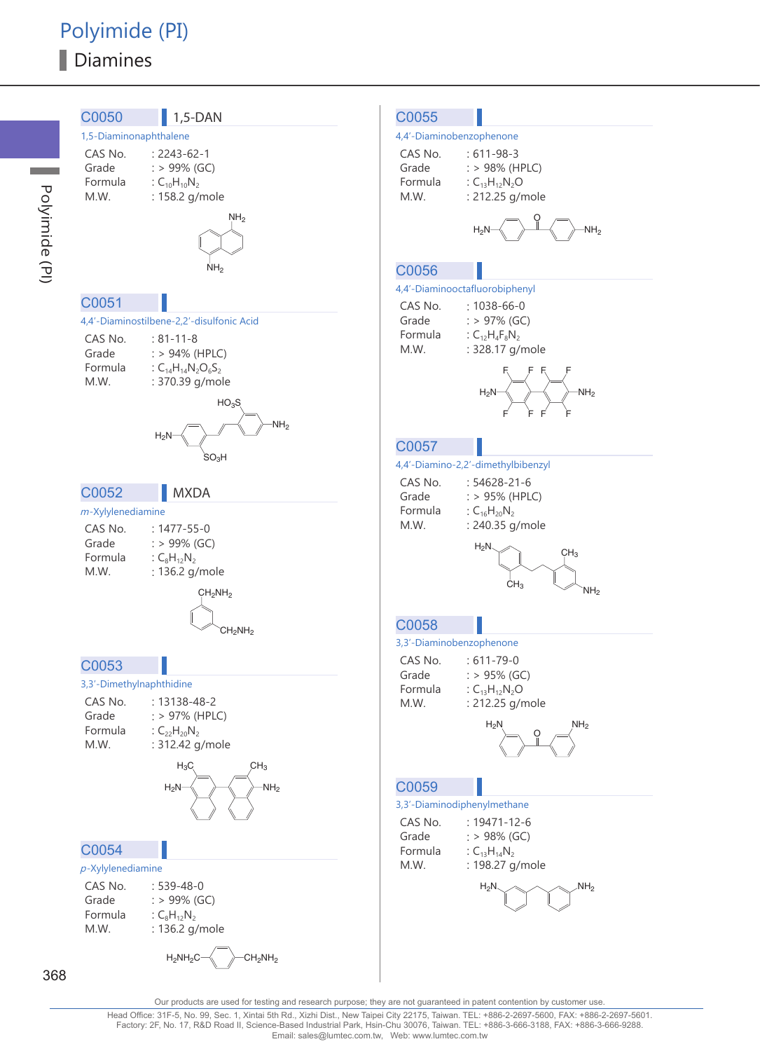# Polyimide (PI)

## Diamines

### C0050 | 1,5-DAN

1,5-Diaminonaphthalene

| | |
|---|---|
| CAS No. | : 2243-62-1 |
| Grade | : > 99% (GC) |
| Formula | : $C_{10}H_{10}N_2$ |
| M.W. | : 158.2 g/mole |

### C0051

4,4'-Diaminostilbene-2,2'-disulfonic Acid

| | |
|---|---|
| CAS No. | : 81-11-8 |
| Grade | : > 94% (HPLC) |
| Formula | : $C_{14}H_{14}N_2O_6S_2$ |
| M.W. | : 370.39 g/mole |

### C0052 | MXDA

*m*-Xylylenediamine

| | |
|---|---|
| CAS No. | : 1477-55-0 |
| Grade | : > 99% (GC) |
| Formula | : $C_8H_{12}N_2$ |
| M.W. | : 136.2 g/mole |

### C0053

3,3'-Dimethylnaphthidine

| | |
|---|---|
| CAS No. | : 13138-48-2 |
| Grade | : > 97% (HPLC) |
| Formula | : $C_{22}H_{20}N_2$ |
| M.W. | : 312.42 g/mole |

### C0054

*p*-Xylylenediamine

| | |
|---|---|
| CAS No. | : 539-48-0 |
| Grade | : > 99% (GC) |
| Formula | : $C_8H_{12}N_2$ |
| M.W. | : 136.2 g/mole |

### C0055

4,4'-Diaminobenzophenone

| | |
|---|---|
| CAS No. | : 611-98-3 |
| Grade | : > 98% (HPLC) |
| Formula | : $C_{13}H_{12}N_2O$ |
| M.W. | : 212.25 g/mole |

### C0056

4,4'-Diaminooctafluorobiphenyl

| | |
|---|---|
| CAS No. | : 1038-66-0 |
| Grade | : > 97% (GC) |
| Formula | : $C_{12}H_4F_8N_2$ |
| M.W. | : 328.17 g/mole |

### C0057

4,4'-Diamino-2,2'-dimethylbibenzyl

| | |
|---|---|
| CAS No. | : 54628-21-6 |
| Grade | : > 95% (HPLC) |
| Formula | : $C_{16}H_{20}N_2$ |
| M.W. | : 240.35 g/mole |

### C0058

3,3'-Diaminobenzophenone

| | |
|---|---|
| CAS No. | : 611-79-0 |
| Grade | : > 95% (GC) |
| Formula | : $C_{13}H_{12}N_2O$ |
| M.W. | : 212.25 g/mole |

### C0059

3,3'-Diaminodiphenylmethane

| | |
|---|---|
| CAS No. | : 19471-12-6 |
| Grade | : > 98% (GC) |
| Formula | : $C_{13}H_{14}N_2$ |
| M.W. | : 198.27 g/mole |

Our products are used for testing and research purpose; they are not guaranteed in patent contention by customer use.

Head Office: 31F-5, No. 99, Sec. 1, Xintai 5th Rd., Xizhi Dist., New Taipei City 22175, Taiwan. TEL: +886-2-2697-5600, FAX: +886-2-2697-5601.
Factory: 2F, No. 17, R&D Road II, Science-Based Industrial Park, Hsin-Chu 30076, Taiwan. TEL: +886-3-666-3188, FAX: +886-3-666-9288.
Email: sales@lumtec.com.tw, Web: www.lumtec.com.tw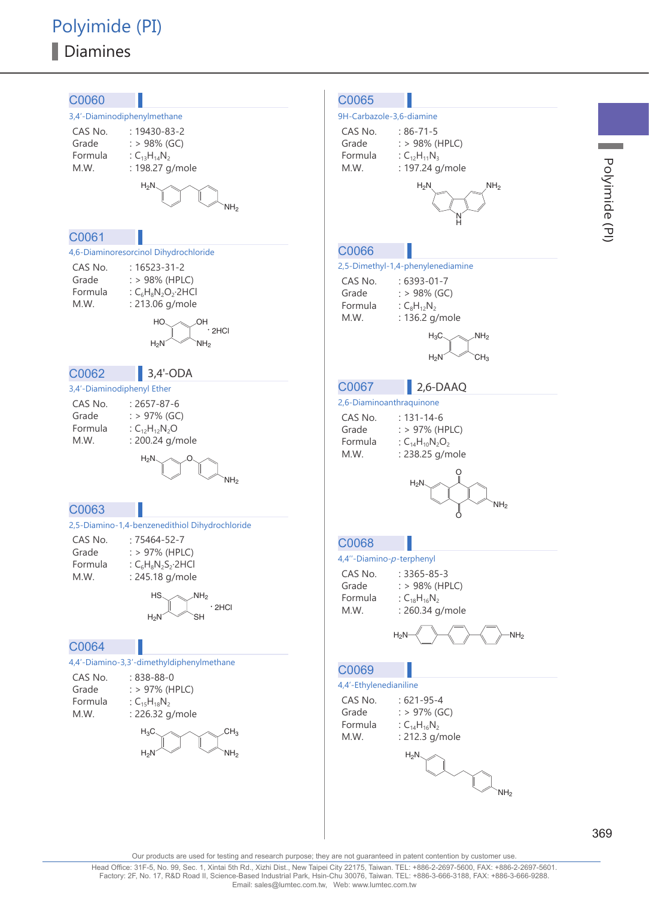# Polyimide (PI)

## Diamines

### C0060

3,4'-Diaminodiphenylmethane

- CAS No. : 19430-83-2
- Grade : > 98% (GC)
- Formula : $C_{13}H_{14}N_2$
- M.W. : 198.27 g/mole

### C0061

4,6-Diaminoresorcinol Dihydrochloride

- CAS No. : 16523-31-2
- Grade : > 98% (HPLC)
- Formula : $C_6H_8N_2O_2{\cdot}2HCl$
- M.W. : 213.06 g/mole

### C0062 3,4'-ODA

3,4'-Diaminodiphenyl Ether

- CAS No. : 2657-87-6
- Grade : > 97% (GC)
- Formula : $C_{12}H_{12}N_2O$
- M.W. : 200.24 g/mole

### C0063

2,5-Diamino-1,4-benzenedithiol Dihydrochloride

- CAS No. : 75464-52-7
- Grade : > 97% (HPLC)
- Formula : $C_6H_8N_2S_2{\cdot}2HCl$
- M.W. : 245.18 g/mole

### C0064

4,4'-Diamino-3,3'-dimethyldiphenylmethane

- CAS No. : 838-88-0
- Grade : > 97% (HPLC)
- Formula : $C_{15}H_{18}N_2$
- M.W. : 226.32 g/mole

### C0065

9H-Carbazole-3,6-diamine

- CAS No. : 86-71-5
- Grade : > 98% (HPLC)
- Formula : $C_{12}H_{11}N_3$
- M.W. : 197.24 g/mole

### C0066

2,5-Dimethyl-1,4-phenylenediamine

- CAS No. : 6393-01-7
- Grade : > 98% (GC)
- Formula : $C_8H_{12}N_2$
- M.W. : 136.2 g/mole

### C0067 2,6-DAAQ

2,6-Diaminoanthraquinone

- CAS No. : 131-14-6
- Grade : > 97% (HPLC)
- Formula : $C_{14}H_{10}N_2O_2$
- M.W. : 238.25 g/mole

### C0068

4,4''-Diamino-*p*-terphenyl

- CAS No. : 3365-85-3
- Grade : > 98% (HPLC)
- Formula : $C_{18}H_{16}N_2$
- M.W. : 260.34 g/mole

### C0069

4,4'-Ethylenedianiline

- CAS No. : 621-95-4
- Grade : > 97% (GC)
- Formula : $C_{14}H_{16}N_2$
- M.W. : 212.3 g/mole

Our products are used for testing and research purpose; they are not guaranteed in patent contention by customer use.

Head Office: 31F-5, No. 99, Sec. 1, Xintai 5th Rd., Xizhi Dist., New Taipei City 22175, Taiwan. TEL: +886-2-2697-5600, FAX: +886-2-2697-5601.
Factory: 2F, No. 17, R&D Road II, Science-Based Industrial Park, Hsin-Chu 30076, Taiwan. TEL: +886-3-666-3188, FAX: +886-3-666-9288.
Email: sales@lumtec.com.tw, Web: www.lumtec.com.tw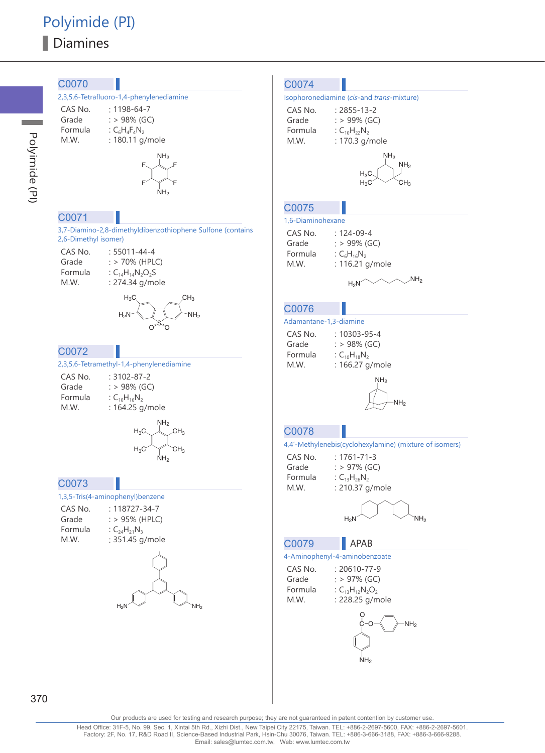# Polyimide (PI)

## Diamines

### C0070

2,3,5,6-Tetrafluoro-1,4-phenylenediamine

CAS No. : 1198-64-7
Grade : > 98% (GC)
Formula : $C_6H_4F_4N_2$
M.W. : 180.11 g/mole

### C0071

3,7-Diamino-2,8-dimethyldibenzothiophene Sulfone (contains 2,6-Dimethyl isomer)

CAS No. : 55011-44-4
Grade : > 70% (HPLC)
Formula : $C_{14}H_{14}N_2O_2S$
M.W. : 274.34 g/mole

### C0072

2,3,5,6-Tetramethyl-1,4-phenylenediamine

CAS No. : 3102-87-2
Grade : > 98% (GC)
Formula : $C_{10}H_{16}N_2$
M.W. : 164.25 g/mole

### C0073

1,3,5-Tris(4-aminophenyl)benzene

CAS No. : 118727-34-7
Grade : > 95% (HPLC)
Formula : $C_{24}H_{21}N_3$
M.W. : 351.45 g/mole

### C0074

Isophoronediamine (*cis*-and *trans*-mixture)

CAS No. : 2855-13-2
Grade : > 99% (GC)
Formula : $C_{10}H_{22}N_2$
M.W. : 170.3 g/mole

### C0075

1,6-Diaminohexane

CAS No. : 124-09-4
Grade : > 99% (GC)
Formula : $C_6H_{16}N_2$
M.W. : 116.21 g/mole

### C0076

Adamantane-1,3-diamine

CAS No. : 10303-95-4
Grade : > 98% (GC)
Formula : $C_{10}H_{18}N_2$
M.W. : 166.27 g/mole

### C0078

4,4'-Methylenebis(cyclohexylamine) (mixture of isomers)

CAS No. : 1761-71-3
Grade : > 97% (GC)
Formula : $C_{13}H_{26}N_2$
M.W. : 210.37 g/mole

### C0079 APAB

4-Aminophenyl-4-aminobenzoate

CAS No. : 20610-77-9
Grade : > 97% (GC)
Formula : $C_{13}H_{12}N_2O_2$
M.W. : 228.25 g/mole

Our products are used for testing and research purpose; they are not guaranteed in patent contention by customer use.

Head Office: 31F-5, No. 99, Sec. 1, Xintai 5th Rd., Xizhi Dist., New Taipei City 22175, Taiwan. TEL: +886-2-2697-5600, FAX: +886-2-2697-5601.
Factory: 2F, No. 17, R&D Road II, Science-Based Industrial Park, Hsin-Chu 30076, Taiwan. TEL: +886-3-666-3188, FAX: +886-3-666-9288.
Email: sales@lumtec.com.tw, Web: www.lumtec.com.tw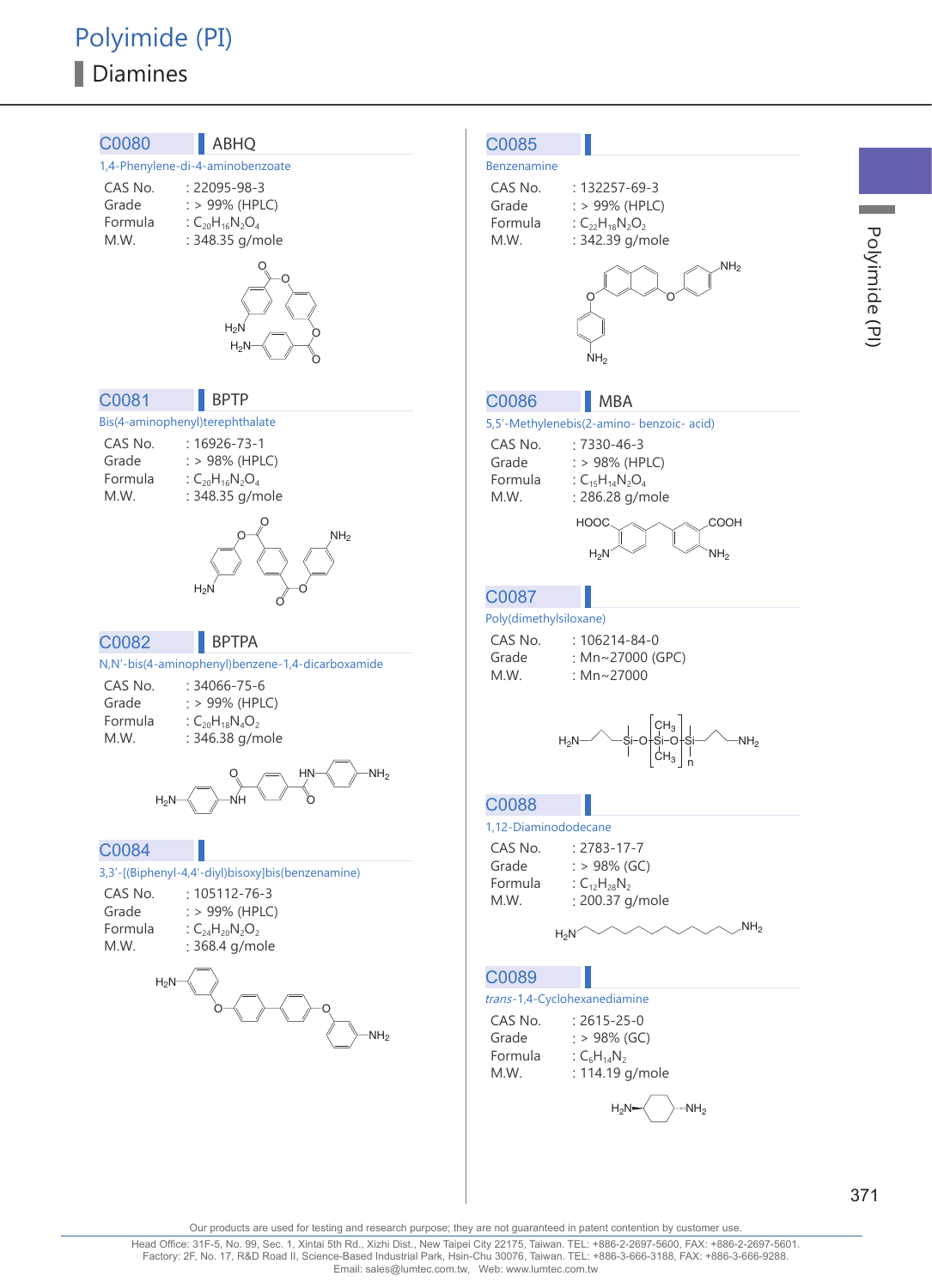# Polyimide (PI)

## Diamines

### C0080 ABHQ

1,4-Phenylene-di-4-aminobenzoate

| | |
|---|---|
| CAS No. | : 22095-98-3 |
| Grade | : > 99% (HPLC) |
| Formula | : $C_{20}H_{16}N_2O_4$ |
| M.W. | : 348.35 g/mole |

### C0081 BPTP

Bis(4-aminophenyl)terephthalate

| | |
|---|---|
| CAS No. | : 16926-73-1 |
| Grade | : > 98% (HPLC) |
| Formula | : $C_{20}H_{16}N_2O_4$ |
| M.W. | : 348.35 g/mole |

### C0082 BPTPA

N,N'-bis(4-aminophenyl)benzene-1,4-dicarboxamide

| | |
|---|---|
| CAS No. | : 34066-75-6 |
| Grade | : > 99% (HPLC) |
| Formula | : $C_{20}H_{18}N_4O_2$ |
| M.W. | : 346.38 g/mole |

### C0084

3,3'-[(Biphenyl-4,4'-diyl)bisoxy]bis(benzenamine)

| | |
|---|---|
| CAS No. | : 105112-76-3 |
| Grade | : > 99% (HPLC) |
| Formula | : $C_{24}H_{20}N_2O_2$ |
| M.W. | : 368.4 g/mole |

### C0085

Benzenamine

| | |
|---|---|
| CAS No. | : 132257-69-3 |
| Grade | : > 99% (HPLC) |
| Formula | : $C_{22}H_{18}N_2O_2$ |
| M.W. | : 342.39 g/mole |

### C0086 MBA

5,5'-Methylenebis(2-amino- benzoic- acid)

| | |
|---|---|
| CAS No. | : 7330-46-3 |
| Grade | : > 98% (HPLC) |
| Formula | : $C_{15}H_{14}N_2O_4$ |
| M.W. | : 286.28 g/mole |

### C0087

Poly(dimethylsiloxane)

| | |
|---|---|
| CAS No. | : 106214-84-0 |
| Grade | : Mn~27000 (GPC) |
| M.W. | : Mn~27000 |

### C0088

1,12-Diaminododecane

| | |
|---|---|
| CAS No. | : 2783-17-7 |
| Grade | : > 98% (GC) |
| Formula | : $C_{12}H_{28}N_2$ |
| M.W. | : 200.37 g/mole |

### C0089

*trans*-1,4-Cyclohexanediamine

| | |
|---|---|
| CAS No. | : 2615-25-0 |
| Grade | : > 98% (GC) |
| Formula | : $C_6H_{14}N_2$ |
| M.W. | : 114.19 g/mole |

Our products are used for testing and research purpose; they are not guaranteed in patent contention by customer use.

Head Office: 31F-5, No. 99, Sec. 1, Xintai 5th Rd., Xizhi Dist., New Taipei City 22175, Taiwan. TEL: +886-2-2697-5600, FAX: +886-2-2697-5601.
Factory: 2F, No. 17, R&D Road II, Science-Based Industrial Park, Hsin-Chu 30076, Taiwan. TEL: +886-3-666-3188, FAX: +886-3-666-9288.
Email: sales@lumtec.com.tw, Web: www.lumtec.com.tw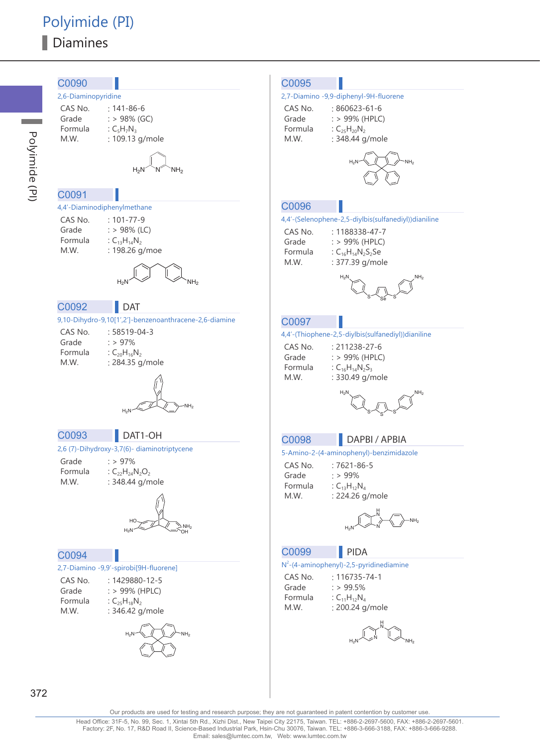# Polyimide (PI)

## Diamines

### C0090

2,6-Diaminopyridine

| | |
|---|---|
| CAS No. | : 141-86-6 |
| Grade | : > 98% (GC) |
| Formula | : $C_5H_7N_3$ |
| M.W. | : 109.13 g/mole |

### C0091

4,4'-Diaminodiphenylmethane

| | |
|---|---|
| CAS No. | : 101-77-9 |
| Grade | : > 98% (LC) |
| Formula | : $C_{13}H_{14}N_2$ |
| M.W. | : 198.26 g/moe |

### C0092 DAT

9,10-Dihydro-9,10[1',2']-benzenoanthracene-2,6-diamine

| | |
|---|---|
| CAS No. | : 58519-04-3 |
| Grade | : > 97% |
| Formula | : $C_{20}H_{16}N_2$ |
| M.W. | : 284.35 g/mole |

### C0093 DAT1-OH

2,6 (7)-Dihydroxy-3,7(6)- diaminotriptycene

| | |
|---|---|
| Grade | : > 97% |
| Formula | : $C_{22}H_{24}N_2O_2$ |
| M.W. | : 348.44 g/mole |

### C0094

2,7-Diamino -9,9'-spirobi[9H-fluorene]

| | |
|---|---|
| CAS No. | : 1429880-12-5 |
| Grade | : > 99% (HPLC) |
| Formula | : $C_{25}H_{18}N_2$ |
| M.W. | : 346.42 g/mole |

### C0095

2,7-Diamino -9,9-diphenyl-9H-fluorene

| | |
|---|---|
| CAS No. | : 860623-61-6 |
| Grade | : > 99% (HPLC) |
| Formula | : $C_{25}H_{20}N_2$ |
| M.W. | : 348.44 g/mole |

### C0096

4,4'-(Selenophene-2,5-diylbis(sulfanediyl))dianiline

| | |
|---|---|
| CAS No. | : 1188338-47-7 |
| Grade | : > 99% (HPLC) |
| Formula | : $C_{16}H_{14}N_2S_2Se$ |
| M.W. | : 377.39 g/mole |

### C0097

4,4'-(Thiophene-2,5-diylbis(sulfanediyl))dianiline

| | |
|---|---|
| CAS No. | : 211238-27-6 |
| Grade | : > 99% (HPLC) |
| Formula | : $C_{16}H_{14}N_2S_3$ |
| M.W. | : 330.49 g/mole |

### C0098 DAPBI / APBIA

5-Amino-2-(4-aminophenyl)-benzimidazole

| | |
|---|---|
| CAS No. | : 7621-86-5 |
| Grade | : > 99% |
| Formula | : $C_{13}H_{12}N_4$ |
| M.W. | : 224.26 g/mole |

### C0099 PIDA

$N^2$-(4-aminophenyl)-2,5-pyridinediamine

| | |
|---|---|
| CAS No. | : 116735-74-1 |
| Grade | : > 99.5% |
| Formula | : $C_{11}H_{12}N_4$ |
| M.W. | : 200.24 g/mole |

Our products are used for testing and research purpose; they are not guaranteed in patent contention by customer use.

Head Office: 31F-5, No. 99, Sec. 1, Xintai 5th Rd., Xizhi Dist., New Taipei City 22175, Taiwan. TEL: +886-2-2697-5600, FAX: +886-2-2697-5601.
Factory: 2F, No. 17, R&D Road II, Science-Based Industrial Park, Hsin-Chu 30076, Taiwan. TEL: +886-3-666-3188, FAX: +886-3-666-9288.
Email: sales@lumtec.com.tw, Web: www.lumtec.com.tw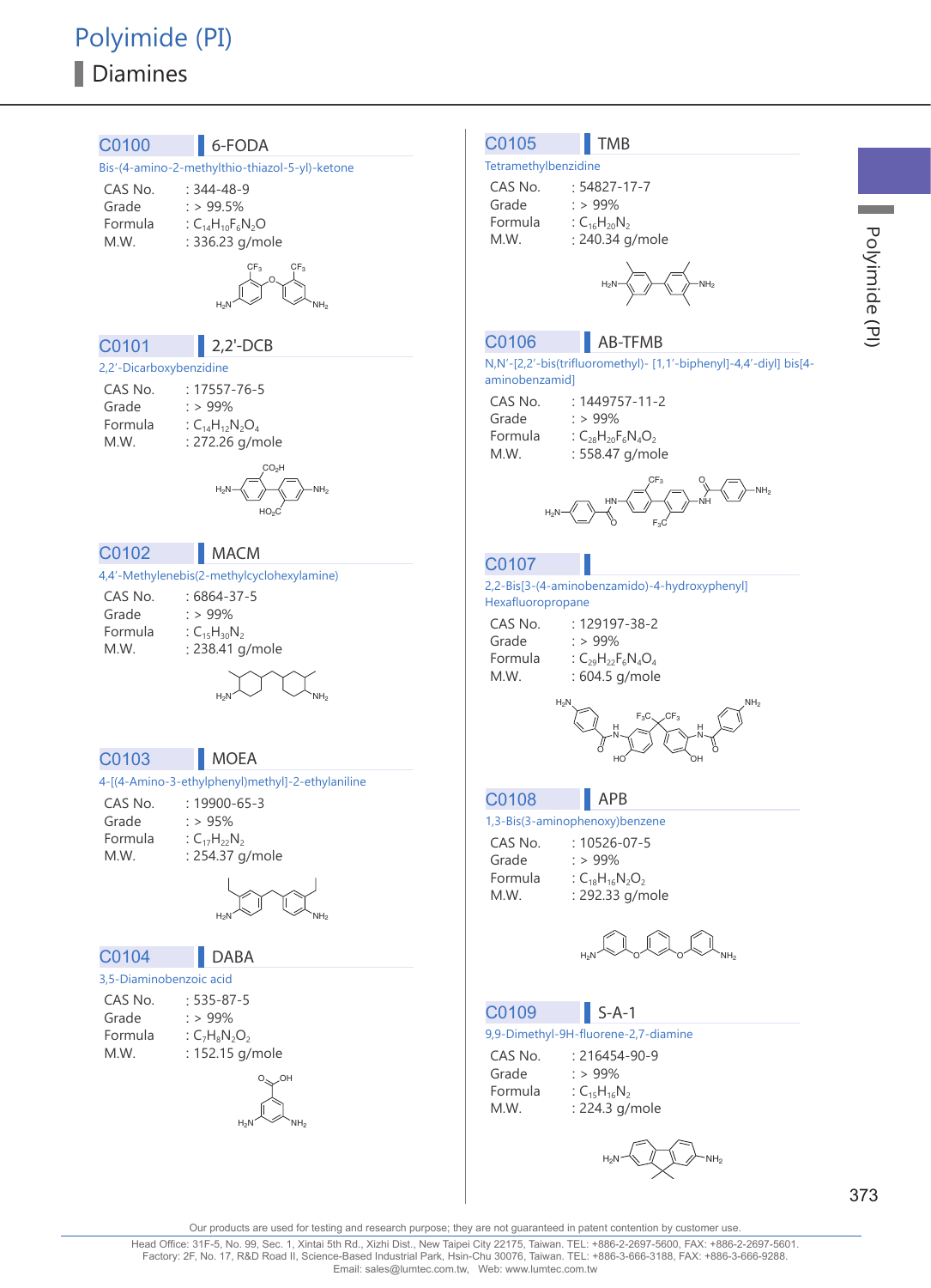# Polyimide (PI)

## Diamines

### C0100 6-FODA

Bis-(4-amino-2-methylthio-thiazol-5-yl)-ketone

CAS No. : 344-48-9
Grade : > 99.5%
Formula : $C_{14}H_{10}F_6N_2O$
M.W. : 336.23 g/mole

### C0101 2,2'-DCB

2,2'-Dicarboxybenzidine

CAS No. : 17557-76-5
Grade : > 99%
Formula : $C_{14}H_{12}N_2O_4$
M.W. : 272.26 g/mole

### C0102 MACM

4,4'-Methylenebis(2-methylcyclohexylamine)

CAS No. : 6864-37-5
Grade : > 99%
Formula : $C_{15}H_{30}N_2$
M.W. : 238.41 g/mole

### C0103 MOEA

4-[(4-Amino-3-ethylphenyl)methyl]-2-ethylaniline

CAS No. : 19900-65-3
Grade : > 95%
Formula : $C_{17}H_{22}N_2$
M.W. : 254.37 g/mole

### C0104 DABA

3,5-Diaminobenzoic acid

CAS No. : 535-87-5
Grade : > 99%
Formula : $C_7H_8N_2O_2$
M.W. : 152.15 g/mole

### C0105 TMB

Tetramethylbenzidine

CAS No. : 54827-17-7
Grade : > 99%
Formula : $C_{16}H_{20}N_2$
M.W. : 240.34 g/mole

### C0106 AB-TFMB

N,N'-[2,2'-bis(trifluoromethyl)- [1,1'-biphenyl]-4,4'-diyl] bis[4-aminobenzamid]

CAS No. : 1449757-11-2
Grade : > 99%
Formula : $C_{28}H_{20}F_6N_4O_2$
M.W. : 558.47 g/mole

### C0107

2,2-Bis[3-(4-aminobenzamido)-4-hydroxyphenyl] Hexafluoropropane

CAS No. : 129197-38-2
Grade : > 99%
Formula : $C_{29}H_{22}F_6N_4O_4$
M.W. : 604.5 g/mole

### C0108 APB

1,3-Bis(3-aminophenoxy)benzene

CAS No. : 10526-07-5
Grade : > 99%
Formula : $C_{18}H_{16}N_2O_2$
M.W. : 292.33 g/mole

### C0109 S-A-1

9,9-Dimethyl-9H-fluorene-2,7-diamine

CAS No. : 216454-90-9
Grade : > 99%
Formula : $C_{15}H_{16}N_2$
M.W. : 224.3 g/mole

Our products are used for testing and research purpose; they are not guaranteed in patent contention by customer use.

Head Office: 31F-5, No. 99, Sec. 1, Xintai 5th Rd., Xizhi Dist., New Taipei City 22175, Taiwan. TEL: +886-2-2697-5600, FAX: +886-2-2697-5601.
Factory: 2F, No. 17, R&D Road II, Science-Based Industrial Park, Hsin-Chu 30076, Taiwan. TEL: +886-3-666-3188, FAX: +886-3-666-9288.
Email: sales@lumtec.com.tw, Web: www.lumtec.com.tw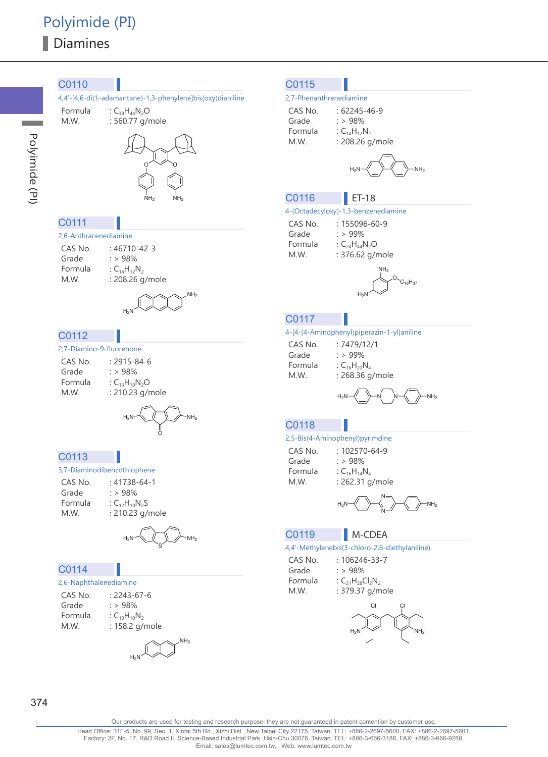# Polyimide (PI)

## Diamines

### C0110

4,4'-[4,6-di(1-adamantane)-1,3-phenylene]bis(oxy)dianiline

Formula : $C_{38}H_{44}N_2O$
M.W. : 560.77 g/mole

### C0111

2,6-Anthracenediamine

CAS No. : 46710-42-3
Grade : > 98%
Formula : $C_{14}H_{12}N_2$
M.W. : 208.26 g/mole

### C0112

2,7-Diamino-9-fluorenone

CAS No. : 2915-84-6
Grade : > 98%
Formula : $C_{13}H_{10}N_2O$
M.W. : 210.23 g/mole

### C0113

3,7-Diaminodibenzothiophene

CAS No. : 41738-64-1
Grade : > 98%
Formula : $C_{12}H_{10}N_2S$
M.W. : 210.23 g/mole

### C0114

2,6-Naphthalenediamine

CAS No. : 2243-67-6
Grade : > 98%
Formula : $C_{10}H_{10}N_2$
M.W. : 158.2 g/mole

### C0115

2,7-Phenanthrenediamine

CAS No. : 62245-46-9
Grade : > 98%
Formula : $C_{14}H_{12}N_2$
M.W. : 208.26 g/mole

### C0116 ET-18

4-(Octadecyloxy)-1,3-benzenediamine

CAS No. : 155096-60-9
Grade : > 99%
Formula : $C_{24}H_{44}N_2O$
M.W. : 376.62 g/mole

### C0117

4-[4-(4-Aminophenyl)piperazin-1-yl]aniline

CAS No. : 7479/12/1
Grade : > 99%
Formula : $C_{16}H_{20}N_4$
M.W. : 268.36 g/mole

### C0118

2,5-Bis(4-Aminophenyl)pyrimdine

CAS No. : 102570-64-9
Grade : > 98%
Formula : $C_{16}H_{14}N_4$
M.W. : 262.31 g/mole

### C0119 M-CDEA

4,4'-Methylenebis(3-chloro-2,6-diethylaniline)

CAS No. : 106246-33-7
Grade : > 98%
Formula : $C_{21}H_{28}Cl_2N_2$
M.W. : 379.37 g/mole

Our products are used for testing and research purpose; they are not guaranteed in patent contention by customer use.

Head Office: 31F-5, No. 99, Sec. 1, Xintai 5th Rd., Xizhi Dist., New Taipei City 22175, Taiwan. TEL: +886-2-2697-5600, FAX: +886-2-2697-5601.
Factory: 2F, No. 17, R&D Road II, Science-Based Industrial Park, Hsin-Chu 30076, Taiwan. TEL: +886-3-666-3188, FAX: +886-3-666-9288.
Email: sales@lumtec.com.tw, Web: www.lumtec.com.tw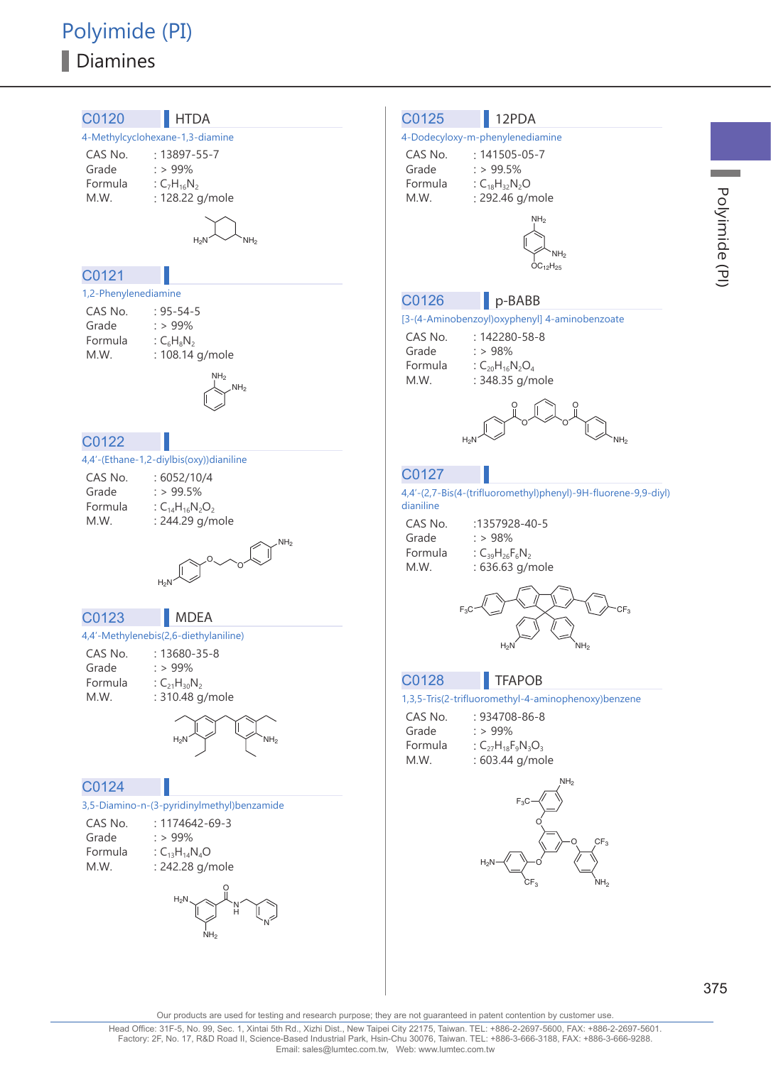# Polyimide (PI)

## Diamines

### C0120 HTDA

4-Methylcyclohexane-1,3-diamine

- CAS No. : 13897-55-7
- Grade : > 99%
- Formula : $C_7H_{16}N_2$
- M.W. : 128.22 g/mole

### C0121

1,2-Phenylenediamine

- CAS No. : 95-54-5
- Grade : > 99%
- Formula : $C_6H_8N_2$
- M.W. : 108.14 g/mole

### C0122

4,4'-(Ethane-1,2-diylbis(oxy))dianiline

- CAS No. : 6052/10/4
- Grade : > 99.5%
- Formula : $C_{14}H_{16}N_2O_2$
- M.W. : 244.29 g/mole

### C0123 MDEA

4,4'-Methylenebis(2,6-diethylaniline)

- CAS No. : 13680-35-8
- Grade : > 99%
- Formula : $C_{21}H_{30}N_2$
- M.W. : 310.48 g/mole

### C0124

3,5-Diamino-n-(3-pyridinylmethyl)benzamide

- CAS No. : 1174642-69-3
- Grade : > 99%
- Formula : $C_{13}H_{14}N_4O$
- M.W. : 242.28 g/mole

### C0125 12PDA

4-Dodecyloxy-m-phenylenediamine

- CAS No. : 141505-05-7
- Grade : > 99.5%
- Formula : $C_{18}H_{32}N_2O$
- M.W. : 292.46 g/mole

### C0126 p-BABB

[3-(4-Aminobenzoyl)oxyphenyl] 4-aminobenzoate

- CAS No. : 142280-58-8
- Grade : > 98%
- Formula : $C_{20}H_{16}N_2O_4$
- M.W. : 348.35 g/mole

### C0127

4,4'-(2,7-Bis(4-(trifluoromethyl)phenyl)-9H-fluorene-9,9-diyl)dianiline

- CAS No. :1357928-40-5
- Grade : > 98%
- Formula : $C_{39}H_{26}F_6N_2$
- M.W. : 636.63 g/mole

### C0128 TFAPOB

1,3,5-Tris(2-trifluoromethyl-4-aminophenoxy)benzene

- CAS No. : 934708-86-8
- Grade : > 99%
- Formula : $C_{27}H_{18}F_9N_3O_3$
- M.W. : 603.44 g/mole

Our products are used for testing and research purpose; they are not guaranteed in patent contention by customer use.

Head Office: 31F-5, No. 99, Sec. 1, Xintai 5th Rd., Xizhi Dist., New Taipei City 22175, Taiwan. TEL: +886-2-2697-5600, FAX: +886-2-2697-5601.
Factory: 2F, No. 17, R&D Road II, Science-Based Industrial Park, Hsin-Chu 30076, Taiwan. TEL: +886-3-666-3188, FAX: +886-3-666-9288.
Email: sales@lumtec.com.tw, Web: www.lumtec.com.tw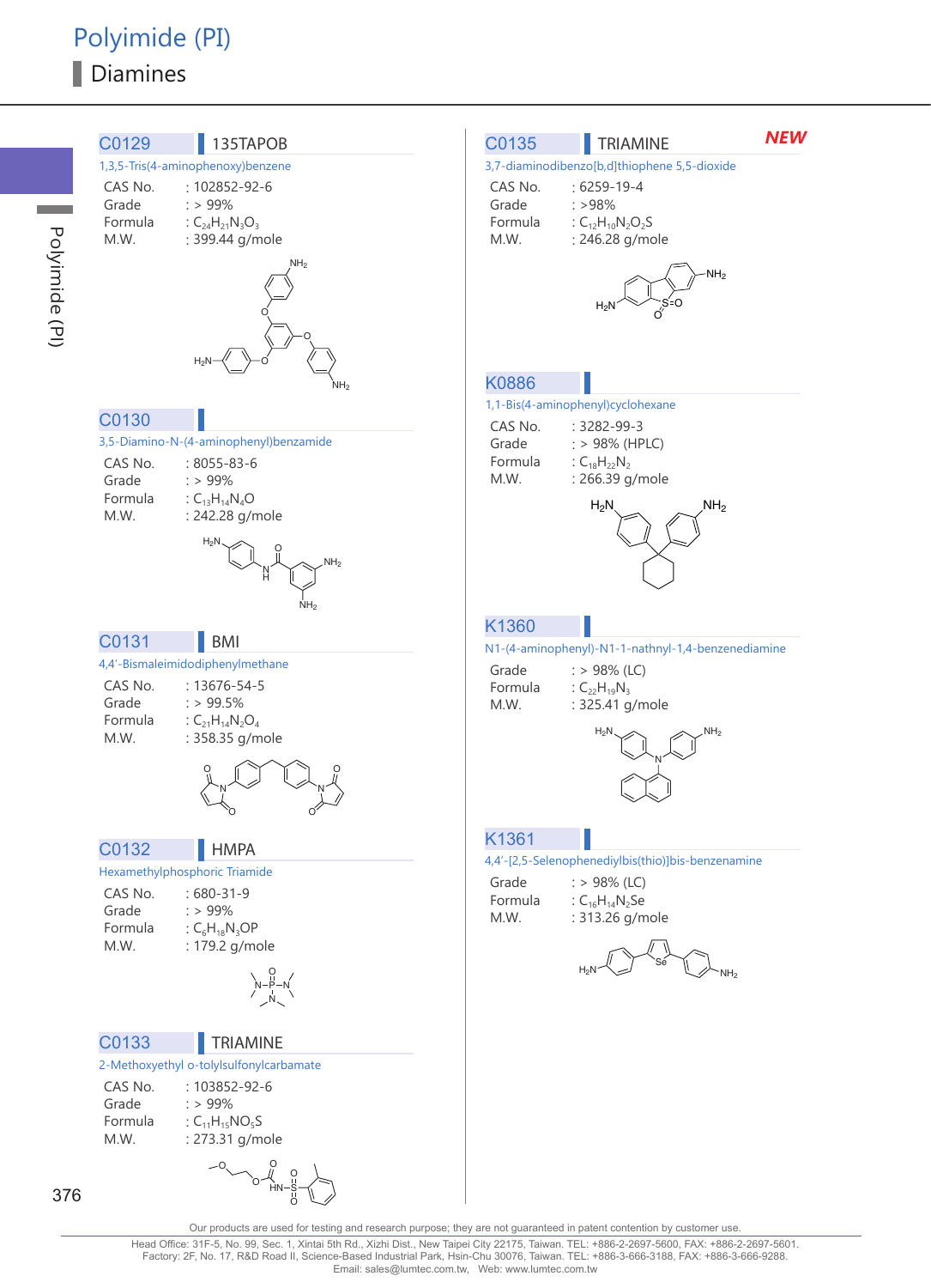# Polyimide (PI)

## Diamines

### C0129 | 135TAPOB

1,3,5-Tris(4-aminophenoxy)benzene

- CAS No. : 102852-92-6
- Grade : > 99%
- Formula : $C_{24}H_{21}N_3O_3$
- M.W. : 399.44 g/mole

### C0130

3,5-Diamino-N-(4-aminophenyl)benzamide

- CAS No. : 8055-83-6
- Grade : > 99%
- Formula : $C_{13}H_{14}N_4O$
- M.W. : 242.28 g/mole

### C0131 | BMI

4,4'-Bismaleimidodiphenylmethane

- CAS No. : 13676-54-5
- Grade : > 99.5%
- Formula : $C_{21}H_{14}N_2O_4$
- M.W. : 358.35 g/mole

### C0132 | HMPA

Hexamethylphosphoric Triamide

- CAS No. : 680-31-9
- Grade : > 99%
- Formula : $C_6H_{18}N_3OP$
- M.W. : 179.2 g/mole

### C0133 | TRIAMINE

2-Methoxyethyl o-tolylsulfonylcarbamate

- CAS No. : 103852-92-6
- Grade : > 99%
- Formula : $C_{11}H_{15}NO_5S$
- M.W. : 273.31 g/mole

### C0135 | TRIAMINE — NEW

3,7-diaminodibenzo[b,d]thiophene 5,5-dioxide

- CAS No. : 6259-19-4
- Grade : >98%
- Formula : $C_{12}H_{10}N_2O_2S$
- M.W. : 246.28 g/mole

### K0886

1,1-Bis(4-aminophenyl)cyclohexane

- CAS No. : 3282-99-3
- Grade : > 98% (HPLC)
- Formula : $C_{18}H_{22}N_2$
- M.W. : 266.39 g/mole

### K1360

N1-(4-aminophenyl)-N1-1-nathnyl-1,4-benzenediamine

- Grade : > 98% (LC)
- Formula : $C_{22}H_{19}N_3$
- M.W. : 325.41 g/mole

### K1361

4,4'-[2,5-Selenophenediylbis(thio)]bis-benzenamine

- Grade : > 98% (LC)
- Formula : $C_{16}H_{14}N_2Se$
- M.W. : 313.26 g/mole

Our products are used for testing and research purpose; they are not guaranteed in patent contention by customer use.

Head Office: 31F-5, No. 99, Sec. 1, Xintai 5th Rd., Xizhi Dist., New Taipei City 22175, Taiwan. TEL: +886-2-2697-5600, FAX: +886-2-2697-5601.
Factory: 2F, No. 17, R&D Road II, Science-Based Industrial Park, Hsin-Chu 30076, Taiwan. TEL: +886-3-666-3188, FAX: +886-3-666-9288.
Email: sales@lumtec.com.tw, Web: www.lumtec.com.tw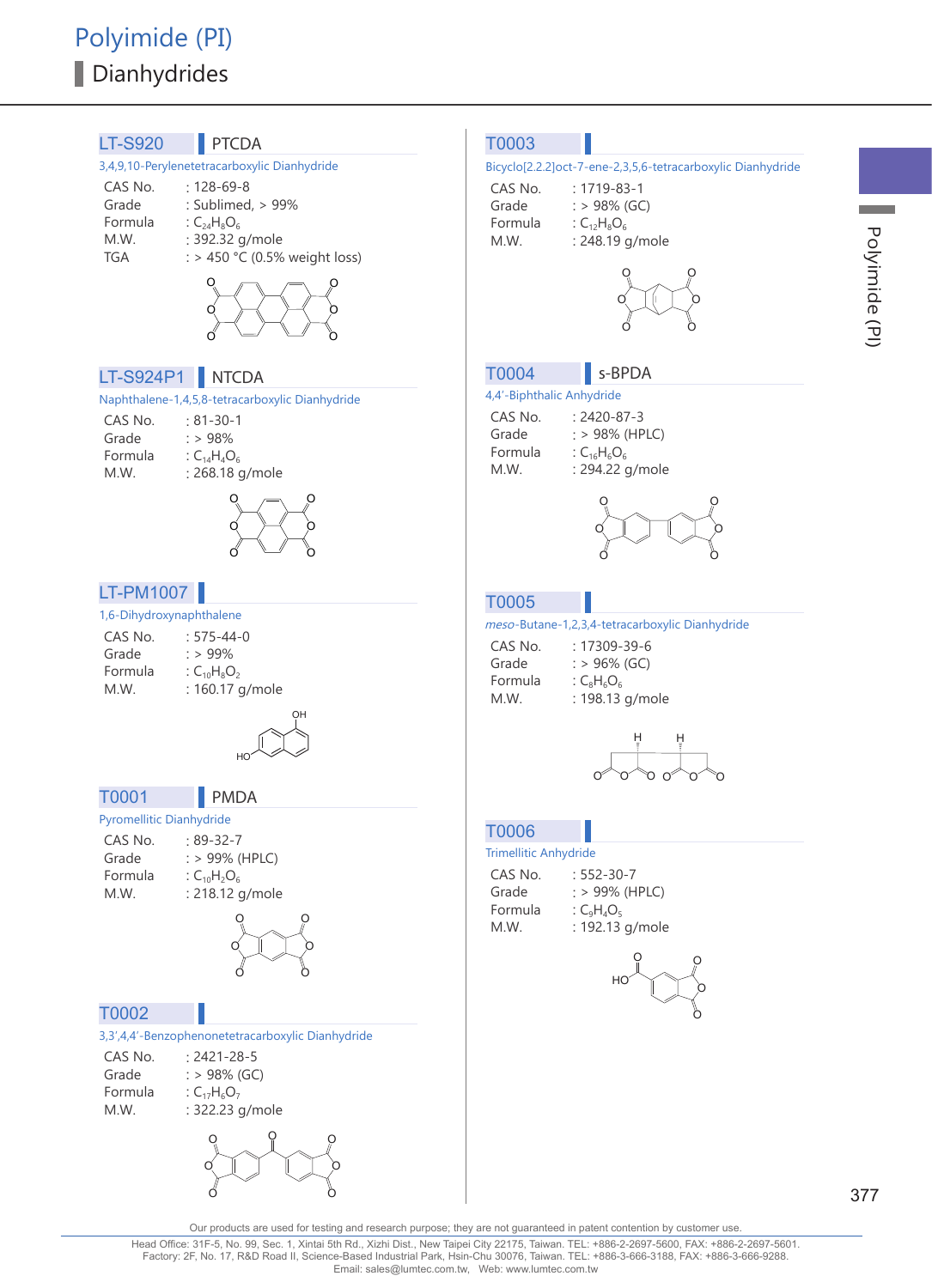# Polyimide (PI)

## Dianhydrides

### LT-S920 PTCDA

3,4,9,10-Perylenetetracarboxylic Dianhydride

| | |
|---|---|
| CAS No. | : 128-69-8 |
| Grade | : Sublimed, > 99% |
| Formula | : $C_{24}H_8O_6$ |
| M.W. | : 392.32 g/mole |
| TGA | : > 450 °C (0.5% weight loss) |

### LT-S924P1 NTCDA

Naphthalene-1,4,5,8-tetracarboxylic Dianhydride

| | |
|---|---|
| CAS No. | : 81-30-1 |
| Grade | : > 98% |
| Formula | : $C_{14}H_4O_6$ |
| M.W. | : 268.18 g/mole |

### LT-PM1007

1,6-Dihydroxynaphthalene

| | |
|---|---|
| CAS No. | : 575-44-0 |
| Grade | : > 99% |
| Formula | : $C_{10}H_8O_2$ |
| M.W. | : 160.17 g/mole |

### T0001 PMDA

Pyromellitic Dianhydride

| | |
|---|---|
| CAS No. | : 89-32-7 |
| Grade | : > 99% (HPLC) |
| Formula | : $C_{10}H_2O_6$ |
| M.W. | : 218.12 g/mole |

### T0002

3,3',4,4'-Benzophenonetetracarboxylic Dianhydride

| | |
|---|---|
| CAS No. | : 2421-28-5 |
| Grade | : > 98% (GC) |
| Formula | : $C_{17}H_6O_7$ |
| M.W. | : 322.23 g/mole |

### T0003

Bicyclo[2.2.2]oct-7-ene-2,3,5,6-tetracarboxylic Dianhydride

| | |
|---|---|
| CAS No. | : 1719-83-1 |
| Grade | : > 98% (GC) |
| Formula | : $C_{12}H_8O_6$ |
| M.W. | : 248.19 g/mole |

### T0004 s-BPDA

4,4'-Biphthalic Anhydride

| | |
|---|---|
| CAS No. | : 2420-87-3 |
| Grade | : > 98% (HPLC) |
| Formula | : $C_{16}H_6O_6$ |
| M.W. | : 294.22 g/mole |

### T0005

*meso*-Butane-1,2,3,4-tetracarboxylic Dianhydride

| | |
|---|---|
| CAS No. | : 17309-39-6 |
| Grade | : > 96% (GC) |
| Formula | : $C_8H_6O_6$ |
| M.W. | : 198.13 g/mole |

### T0006

Trimellitic Anhydride

| | |
|---|---|
| CAS No. | : 552-30-7 |
| Grade | : > 99% (HPLC) |
| Formula | : $C_9H_4O_5$ |
| M.W. | : 192.13 g/mole |

Our products are used for testing and research purpose; they are not guaranteed in patent contention by customer use.

Head Office: 31F-5, No. 99, Sec. 1, Xintai 5th Rd., Xizhi Dist., New Taipei City 22175, Taiwan. TEL: +886-2-2697-5600, FAX: +886-2-2697-5601.
Factory: 2F, No. 17, R&D Road II, Science-Based Industrial Park, Hsin-Chu 30076, Taiwan. TEL: +886-3-666-3188, FAX: +886-3-666-9288.
Email: sales@lumtec.com.tw, Web: www.lumtec.com.tw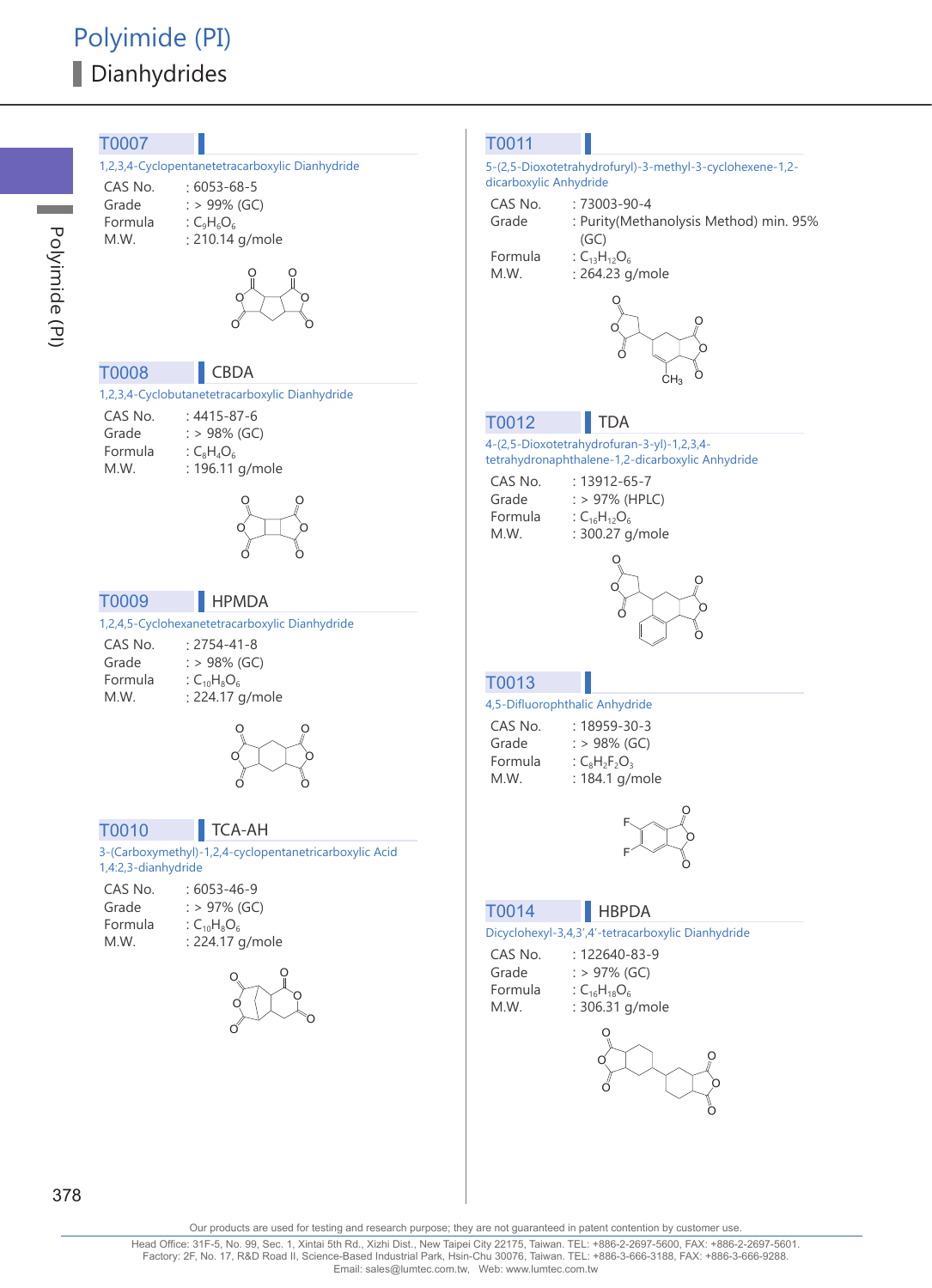# Polyimide (PI)

## Dianhydrides

### T0007

1,2,3,4-Cyclopentanetetracarboxylic Dianhydride

| | |
|---|---|
| CAS No. | : 6053-68-5 |
| Grade | : > 99% (GC) |
| Formula | : $C_9H_6O_6$ |
| M.W. | : 210.14 g/mole |

### T0008 CBDA

1,2,3,4-Cyclobutanetetracarboxylic Dianhydride

| | |
|---|---|
| CAS No. | : 4415-87-6 |
| Grade | : > 98% (GC) |
| Formula | : $C_8H_4O_6$ |
| M.W. | : 196.11 g/mole |

### T0009 HPMDA

1,2,4,5-Cyclohexanetetracarboxylic Dianhydride

| | |
|---|---|
| CAS No. | : 2754-41-8 |
| Grade | : > 98% (GC) |
| Formula | : $C_{10}H_8O_6$ |
| M.W. | : 224.17 g/mole |

### T0010 TCA-AH

3-(Carboxymethyl)-1,2,4-cyclopentanetricarboxylic Acid 1,4:2,3-dianhydride

| | |
|---|---|
| CAS No. | : 6053-46-9 |
| Grade | : > 97% (GC) |
| Formula | : $C_{10}H_8O_6$ |
| M.W. | : 224.17 g/mole |

### T0011

5-(2,5-Dioxotetrahydrofuryl)-3-methyl-3-cyclohexene-1,2-dicarboxylic Anhydride

| | |
|---|---|
| CAS No. | : 73003-90-4 |
| Grade | : Purity(Methanolysis Method) min. 95% (GC) |
| Formula | : $C_{13}H_{12}O_6$ |
| M.W. | : 264.23 g/mole |

### T0012 TDA

4-(2,5-Dioxotetrahydrofuran-3-yl)-1,2,3,4-tetrahydronaphthalene-1,2-dicarboxylic Anhydride

| | |
|---|---|
| CAS No. | : 13912-65-7 |
| Grade | : > 97% (HPLC) |
| Formula | : $C_{16}H_{12}O_6$ |
| M.W. | : 300.27 g/mole |

### T0013

4,5-Difluorophthalic Anhydride

| | |
|---|---|
| CAS No. | : 18959-30-3 |
| Grade | : > 98% (GC) |
| Formula | : $C_8H_2F_2O_3$ |
| M.W. | : 184.1 g/mole |

### T0014 HBPDA

Dicyclohexyl-3,4,3',4'-tetracarboxylic Dianhydride

| | |
|---|---|
| CAS No. | : 122640-83-9 |
| Grade | : > 97% (GC) |
| Formula | : $C_{16}H_{18}O_6$ |
| M.W. | : 306.31 g/mole |

Our products are used for testing and research purpose; they are not guaranteed in patent contention by customer use.

Head Office: 31F-5, No. 99, Sec. 1, Xintai 5th Rd., Xizhi Dist., New Taipei City 22175, Taiwan. TEL: +886-2-2697-5600, FAX: +886-2-2697-5601.
Factory: 2F, No. 17, R&D Road II, Science-Based Industrial Park, Hsin-Chu 30076, Taiwan. TEL: +886-3-666-3188, FAX: +886-3-666-9288.
Email: sales@lumtec.com.tw, Web: www.lumtec.com.tw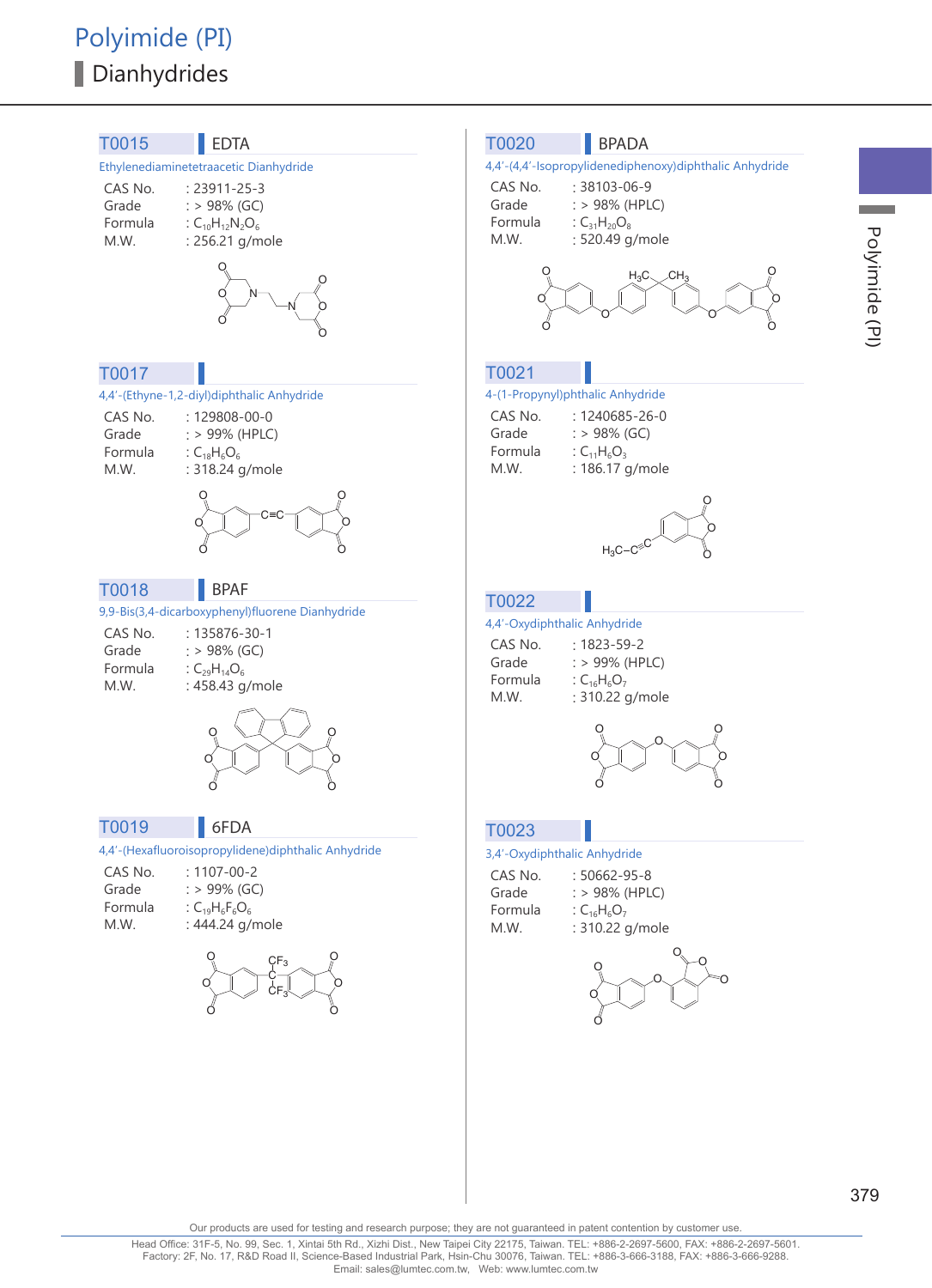# Polyimide (PI)

## Dianhydrides

### T0015 EDTA

Ethylenediaminetetraacetic Dianhydride

CAS No. : 23911-25-3
Grade : > 98% (GC)
Formula : $C_{10}H_{12}N_2O_6$
M.W. : 256.21 g/mole

### T0017

4,4'-(Ethyne-1,2-diyl)diphthalic Anhydride

CAS No. : 129808-00-0
Grade : > 99% (HPLC)
Formula : $C_{18}H_6O_6$
M.W. : 318.24 g/mole

### T0018 BPAF

9,9-Bis(3,4-dicarboxyphenyl)fluorene Dianhydride

CAS No. : 135876-30-1
Grade : > 98% (GC)
Formula : $C_{29}H_{14}O_6$
M.W. : 458.43 g/mole

### T0019 6FDA

4,4'-(Hexafluoroisopropylidene)diphthalic Anhydride

CAS No. : 1107-00-2
Grade : > 99% (GC)
Formula : $C_{19}H_6F_6O_6$
M.W. : 444.24 g/mole

### T0020 BPADA

4,4'-(4,4'-Isopropylidenediphenoxy)diphthalic Anhydride

CAS No. : 38103-06-9
Grade : > 98% (HPLC)
Formula : $C_{31}H_{20}O_8$
M.W. : 520.49 g/mole

### T0021

4-(1-Propynyl)phthalic Anhydride

CAS No. : 1240685-26-0
Grade : > 98% (GC)
Formula : $C_{11}H_6O_3$
M.W. : 186.17 g/mole

### T0022

4,4'-Oxydiphthalic Anhydride

CAS No. : 1823-59-2
Grade : > 99% (HPLC)
Formula : $C_{16}H_6O_7$
M.W. : 310.22 g/mole

### T0023

3,4'-Oxydiphthalic Anhydride

CAS No. : 50662-95-8
Grade : > 98% (HPLC)
Formula : $C_{16}H_6O_7$
M.W. : 310.22 g/mole

Our products are used for testing and research purpose; they are not guaranteed in patent contention by customer use.

Head Office: 31F-5, No. 99, Sec. 1, Xintai 5th Rd., Xizhi Dist., New Taipei City 22175, Taiwan. TEL: +886-2-2697-5600, FAX: +886-2-2697-5601.
Factory: 2F, No. 17, R&D Road II, Science-Based Industrial Park, Hsin-Chu 30076, Taiwan. TEL: +886-3-666-3188, FAX: +886-3-666-9288.
Email: sales@lumtec.com.tw, Web: www.lumtec.com.tw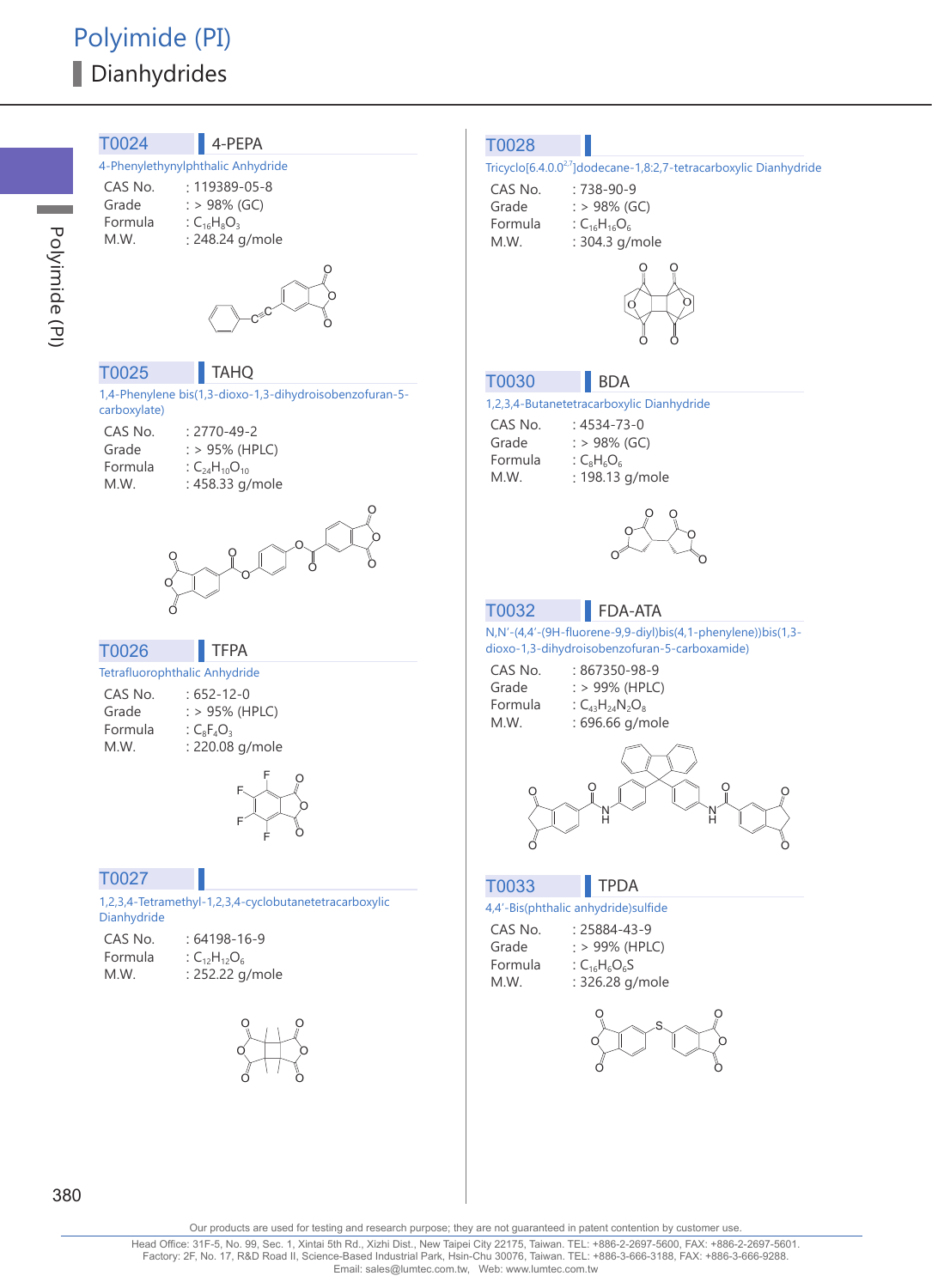# Polyimide (PI)

## Dianhydrides

### T0024 4-PEPA

4-Phenylethynylphthalic Anhydride

- CAS No. : 119389-05-8
- Grade : > 98% (GC)
- Formula : $C_{16}H_8O_3$
- M.W. : 248.24 g/mole

### T0025 TAHQ

1,4-Phenylene bis(1,3-dioxo-1,3-dihydroisobenzofuran-5-carboxylate)

- CAS No. : 2770-49-2
- Grade : > 95% (HPLC)
- Formula : $C_{24}H_{10}O_{10}$
- M.W. : 458.33 g/mole

### T0026 TFPA

Tetrafluorophthalic Anhydride

- CAS No. : 652-12-0
- Grade : > 95% (HPLC)
- Formula : $C_8F_4O_3$
- M.W. : 220.08 g/mole

### T0027

1,2,3,4-Tetramethyl-1,2,3,4-cyclobutanetetracarboxylic Dianhydride

- CAS No. : 64198-16-9
- Formula : $C_{12}H_{12}O_6$
- M.W. : 252.22 g/mole

### T0028

Tricyclo[6.4.0.0$^{2,7}$]dodecane-1,8:2,7-tetracarboxylic Dianhydride

- CAS No. : 738-90-9
- Grade : > 98% (GC)
- Formula : $C_{16}H_{16}O_6$
- M.W. : 304.3 g/mole

### T0030 BDA

1,2,3,4-Butanetetracarboxylic Dianhydride

- CAS No. : 4534-73-0
- Grade : > 98% (GC)
- Formula : $C_8H_6O_6$
- M.W. : 198.13 g/mole

### T0032 FDA-ATA

N,N'-(4,4'-(9H-fluorene-9,9-diyl)bis(4,1-phenylene))bis(1,3-dioxo-1,3-dihydroisobenzofuran-5-carboxamide)

- CAS No. : 867350-98-9
- Grade : > 99% (HPLC)
- Formula : $C_{43}H_{24}N_2O_8$
- M.W. : 696.66 g/mole

### T0033 TPDA

4,4'-Bis(phthalic anhydride)sulfide

- CAS No. : 25884-43-9
- Grade : > 99% (HPLC)
- Formula : $C_{16}H_6O_6S$
- M.W. : 326.28 g/mole

Our products are used for testing and research purpose; they are not guaranteed in patent contention by customer use.

Head Office: 31F-5, No. 99, Sec. 1, Xintai 5th Rd., Xizhi Dist., New Taipei City 22175, Taiwan. TEL: +886-2-2697-5600, FAX: +886-2-2697-5601.
Factory: 2F, No. 17, R&D Road II, Science-Based Industrial Park, Hsin-Chu 30076, Taiwan. TEL: +886-3-666-3188, FAX: +886-3-666-9288.
Email: sales@lumtec.com.tw, Web: www.lumtec.com.tw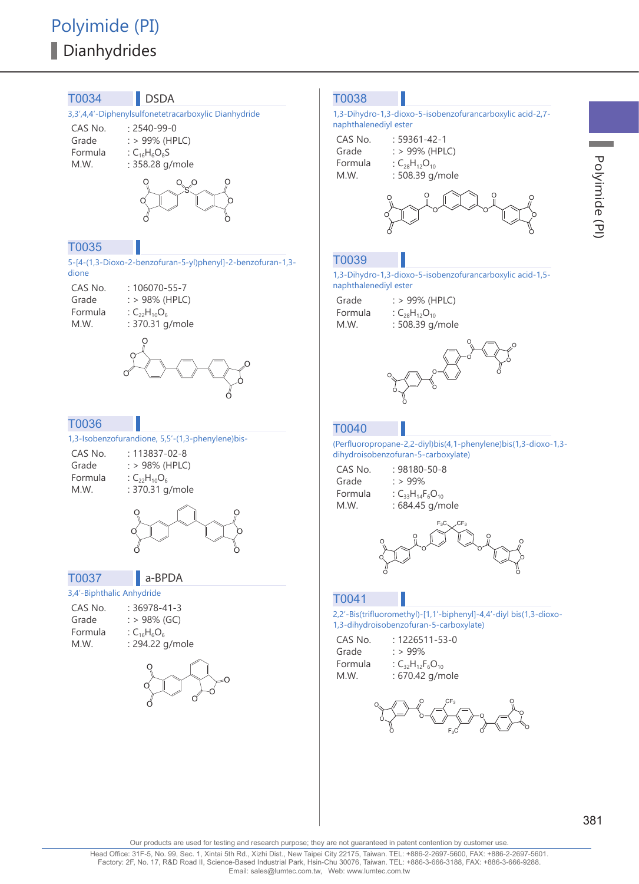# Polyimide (PI)

## Dianhydrides

### T0034 DSDA

3,3′,4,4′-Diphenylsulfonetetracarboxylic Dianhydride

| | |
|---|---|
| CAS No. | : 2540-99-0 |
| Grade | : > 99% (HPLC) |
| Formula | : $C_{16}H_6O_8S$ |
| M.W. | : 358.28 g/mole |

### T0035

5-[4-(1,3-Dioxo-2-benzofuran-5-yl)phenyl]-2-benzofuran-1,3-dione

| | |
|---|---|
| CAS No. | : 106070-55-7 |
| Grade | : > 98% (HPLC) |
| Formula | : $C_{22}H_{10}O_6$ |
| M.W. | : 370.31 g/mole |

### T0036

1,3-Isobenzofurandione, 5,5′-(1,3-phenylene)bis-

| | |
|---|---|
| CAS No. | : 113837-02-8 |
| Grade | : > 98% (HPLC) |
| Formula | : $C_{22}H_{10}O_6$ |
| M.W. | : 370.31 g/mole |

### T0037 a-BPDA

3,4′-Biphthalic Anhydride

| | |
|---|---|
| CAS No. | : 36978-41-3 |
| Grade | : > 98% (GC) |
| Formula | : $C_{16}H_6O_6$ |
| M.W. | : 294.22 g/mole |

### T0038

1,3-Dihydro-1,3-dioxo-5-isobenzofurancarboxylic acid-2,7-naphthalenediyl ester

| | |
|---|---|
| CAS No. | : 59361-42-1 |
| Grade | : > 99% (HPLC) |
| Formula | : $C_{28}H_{12}O_{10}$ |
| M.W. | : 508.39 g/mole |

### T0039

1,3-Dihydro-1,3-dioxo-5-isobenzofurancarboxylic acid-1,5-naphthalenediyl ester

| | |
|---|---|
| Grade | : > 99% (HPLC) |
| Formula | : $C_{28}H_{12}O_{10}$ |
| M.W. | : 508.39 g/mole |

### T0040

(Perfluoropropane-2,2-diyl)bis(4,1-phenylene)bis(1,3-dioxo-1,3-dihydroisobenzofuran-5-carboxylate)

| | |
|---|---|
| CAS No. | : 98180-50-8 |
| Grade | : > 99% |
| Formula | : $C_{33}H_{14}F_6O_{10}$ |
| M.W. | : 684.45 g/mole |

### T0041

2,2′-Bis(trifluoromethyl)-[1,1′-biphenyl]-4,4′-diyl bis(1,3-dioxo-1,3-dihydroisobenzofuran-5-carboxylate)

| | |
|---|---|
| CAS No. | : 1226511-53-0 |
| Grade | : > 99% |
| Formula | : $C_{32}H_{12}F_6O_{10}$ |
| M.W. | : 670.42 g/mole |

Our products are used for testing and research purpose; they are not guaranteed in patent contention by customer use.

Head Office: 31F-5, No. 99, Sec. 1, Xintai 5th Rd., Xizhi Dist., New Taipei City 22175, Taiwan. TEL: +886-2-2697-5600, FAX: +886-2-2697-5601.
Factory: 2F, No. 17, R&D Road II, Science-Based Industrial Park, Hsin-Chu 30076, Taiwan. TEL: +886-3-666-3188, FAX: +886-3-666-9288.
Email: sales@lumtec.com.tw, Web: www.lumtec.com.tw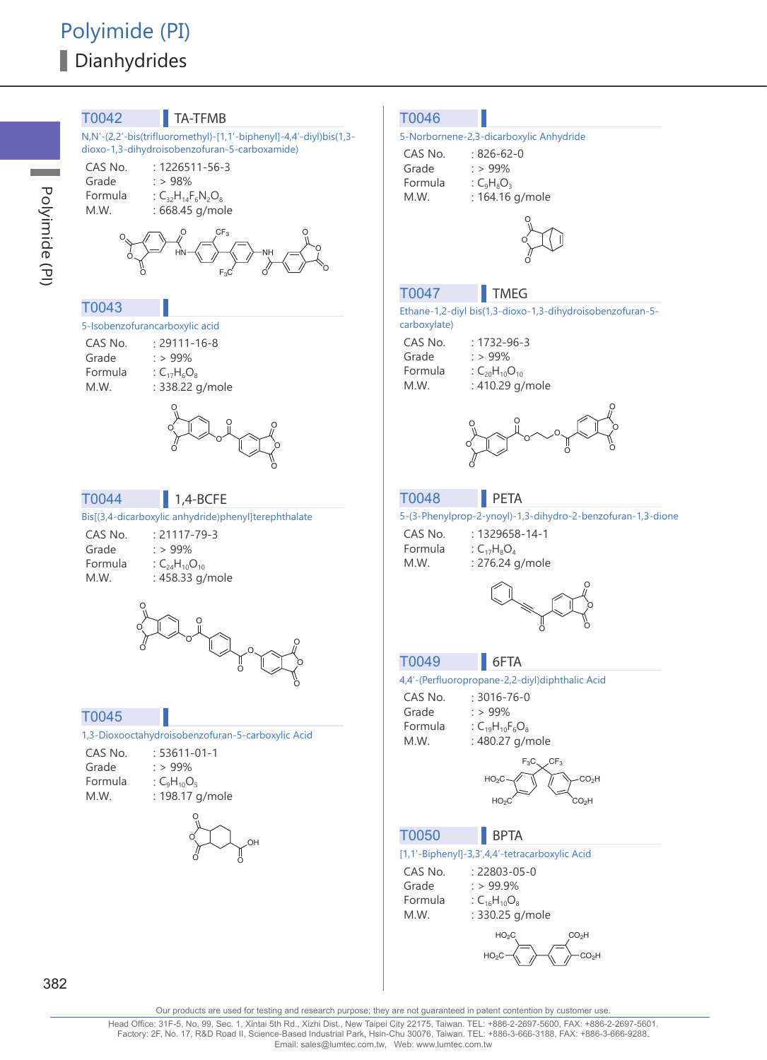# Polyimide (PI)

## Dianhydrides

### T0042 TA-TFMB

N,N'-(2,2'-bis(trifluoromethyl)-[1,1'-biphenyl]-4,4'-diyl)bis(1,3-dioxo-1,3-dihydroisobenzofuran-5-carboxamide)

CAS No. : 1226511-56-3
Grade : > 98%
Formula : $C_{32}H_{14}F_6N_2O_8$
M.W. : 668.45 g/mole

### T0043

5-Isobenzofurancarboxylic acid

CAS No. : 29111-16-8
Grade : > 99%
Formula : $C_{17}H_6O_8$
M.W. : 338.22 g/mole

### T0044 1,4-BCFE

Bis[(3,4-dicarboxylic anhydride)phenyl]terephthalate

CAS No. : 21117-79-3
Grade : > 99%
Formula : $C_{24}H_{10}O_{10}$
M.W. : 458.33 g/mole

### T0045

1,3-Dioxooctahydroisobenzofuran-5-carboxylic Acid

CAS No. : 53611-01-1
Grade : > 99%
Formula : $C_9H_{10}O_5$
M.W. : 198.17 g/mole

### T0046

5-Norbornene-2,3-dicarboxylic Anhydride

CAS No. : 826-62-0
Grade : > 99%
Formula : $C_9H_8O_3$
M.W. : 164.16 g/mole

### T0047 TMEG

Ethane-1,2-diyl bis(1,3-dioxo-1,3-dihydroisobenzofuran-5-carboxylate)

CAS No. : 1732-96-3
Grade : > 99%
Formula : $C_{20}H_{10}O_{10}$
M.W. : 410.29 g/mole

### T0048 PETA

5-(3-Phenylprop-2-ynoyl)-1,3-dihydro-2-benzofuran-1,3-dione

CAS No. : 1329658-14-1
Formula : $C_{17}H_8O_4$
M.W. : 276.24 g/mole

### T0049 6FTA

4,4'-(Perfluoropropane-2,2-diyl)diphthalic Acid

CAS No. : 3016-76-0
Grade : > 99%
Formula : $C_{19}H_{10}F_6O_8$
M.W. : 480.27 g/mole

### T0050 BPTA

[1,1'-Biphenyl]-3,3',4,4'-tetracarboxylic Acid

CAS No. : 22803-05-0
Grade : > 99.9%
Formula : $C_{16}H_{10}O_8$
M.W. : 330.25 g/mole

Our products are used for testing and research purpose; they are not guaranteed in patent contention by customer use.

Head Office: 31F-5, No. 99, Sec. 1, Xintai 5th Rd., Xizhi Dist., New Taipei City 22175, Taiwan. TEL: +886-2-2697-5600, FAX: +886-2-2697-5601.
Factory: 2F, No. 17, R&D Road II, Science-Based Industrial Park, Hsin-Chu 30076, Taiwan. TEL: +886-3-666-3188, FAX: +886-3-666-9288.
Email: sales@lumtec.com.tw, Web: www.lumtec.com.tw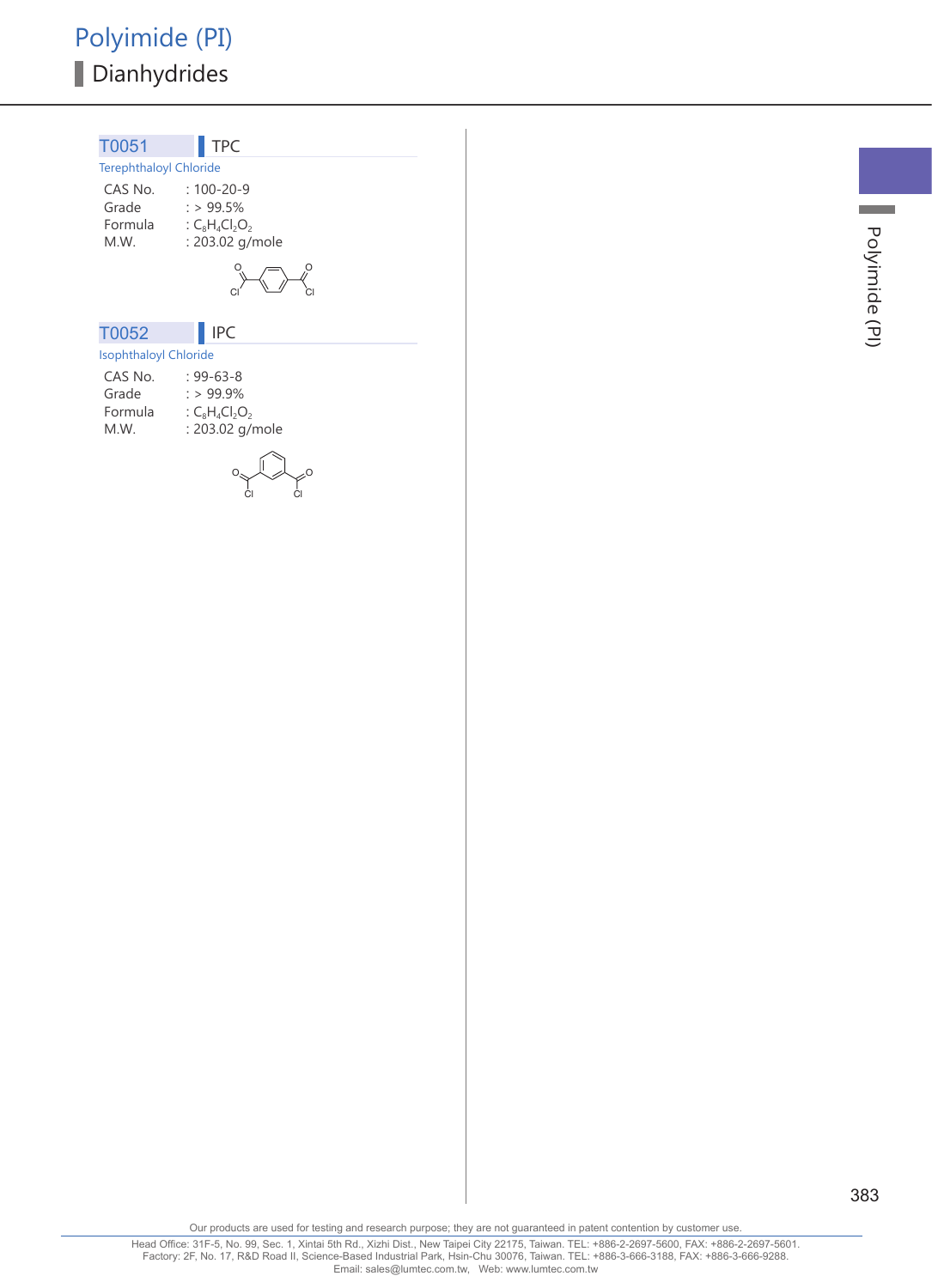# Polyimide (PI)

## Dianhydrides

### T0051 TPC

Terephthaloyl Chloride

| | |
|---|---|
| CAS No. | : 100-20-9 |
| Grade | : > 99.5% |
| Formula | : $C_8H_4Cl_2O_2$ |
| M.W. | : 203.02 g/mole |

### T0052 IPC

Isophthaloyl Chloride

| | |
|---|---|
| CAS No. | : 99-63-8 |
| Grade | : > 99.9% |
| Formula | : $C_8H_4Cl_2O_2$ |
| M.W. | : 203.02 g/mole |

Our products are used for testing and research purpose; they are not guaranteed in patent contention by customer use.

Head Office: 31F-5, No. 99, Sec. 1, Xintai 5th Rd., Xizhi Dist., New Taipei City 22175, Taiwan. TEL: +886-2-2697-5600, FAX: +886-2-2697-5601.
Factory: 2F, No. 17, R&D Road II, Science-Based Industrial Park, Hsin-Chu 30076, Taiwan. TEL: +886-3-666-3188, FAX: +886-3-666-9288.
Email: sales@lumtec.com.tw, Web: www.lumtec.com.tw